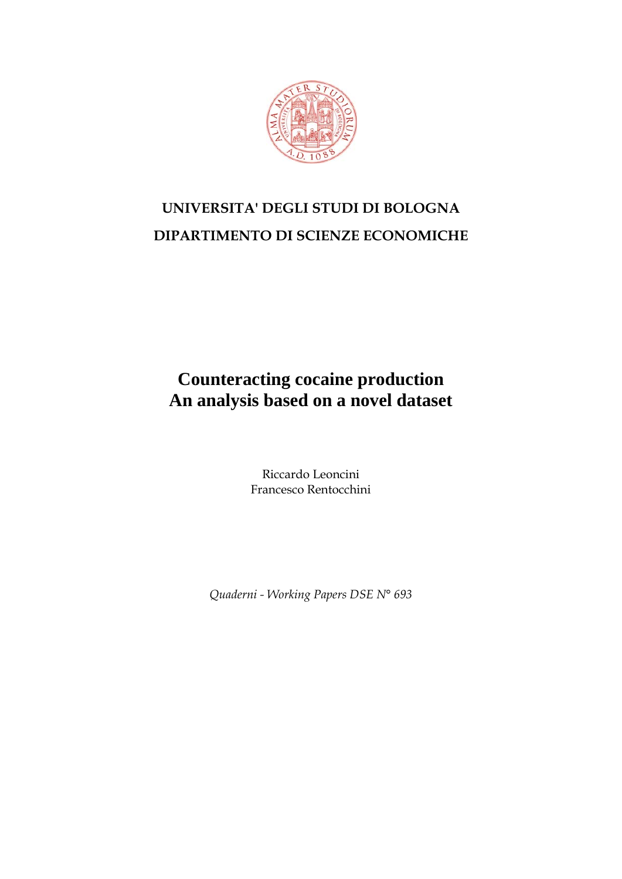**UNIVERSITA' DEGLI STUDI DI BOLOGNA**

**DIPARTIMENTO DI SCIENZE ECONOMICHE**

# Counteracting cocaine production
# An analysis based on a novel dataset

Riccardo Leoncini
Francesco Rentocchini

*Quaderni - Working Papers DSE N° 693*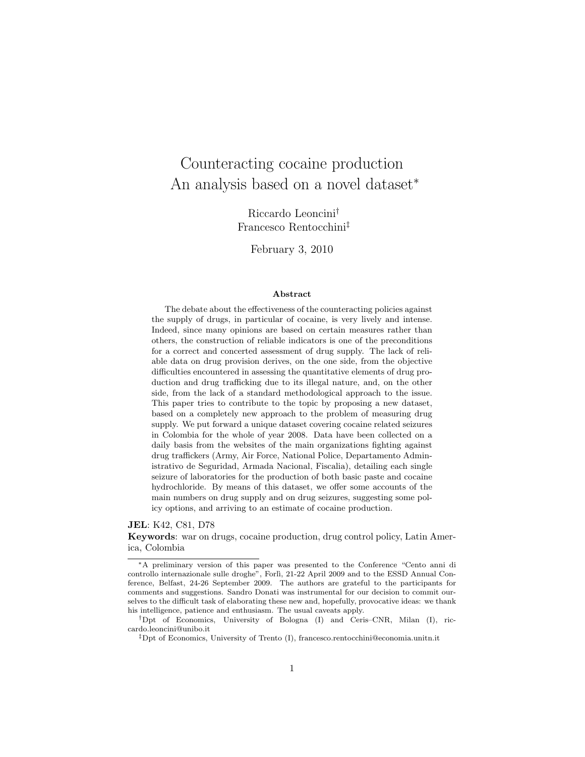# Counteracting cocaine production
# An analysis based on a novel dataset[*]

Riccardo Leoncini[†]
Francesco Rentocchini[‡]

February 3, 2010

### Abstract

The debate about the effectiveness of the counteracting policies against the supply of drugs, in particular of cocaine, is very lively and intense. Indeed, since many opinions are based on certain measures rather than others, the construction of reliable indicators is one of the preconditions for a correct and concerted assessment of drug supply. The lack of reliable data on drug provision derives, on the one side, from the objective difficulties encountered in assessing the quantitative elements of drug production and drug trafficking due to its illegal nature, and, on the other side, from the lack of a standard methodological approach to the issue. This paper tries to contribute to the topic by proposing a new dataset, based on a completely new approach to the problem of measuring drug supply. We put forward a unique dataset covering cocaine related seizures in Colombia for the whole of year 2008. Data have been collected on a daily basis from the websites of the main organizations fighting against drug traffickers (Army, Air Force, National Police, Departamento Administrativo de Seguridad, Armada Nacional, Fiscalia), detailing each single seizure of laboratories for the production of both basic paste and cocaine hydrochloride. By means of this dataset, we offer some accounts of the main numbers on drug supply and on drug seizures, suggesting some policy options, and arriving to an estimate of cocaine production.

**JEL**: K42, C81, D78
**Keywords**: war on drugs, cocaine production, drug control policy, Latin America, Colombia

---

[*] A preliminary version of this paper was presented to the Conference "Cento anni di controllo internazionale sulle droghe", Forlì, 21-22 April 2009 and to the ESSD Annual Conference, Belfast, 24-26 September 2009. The authors are grateful to the participants for comments and suggestions. Sandro Donati was instrumental for our decision to commit ourselves to the difficult task of elaborating these new and, hopefully, provocative ideas: we thank his intelligence, patience and enthusiasm. The usual caveats apply.

[†] Dpt of Economics, University of Bologna (I) and Ceris–CNR, Milan (I), riccardo.leoncini@unibo.it

[‡] Dpt of Economics, University of Trento (I), francesco.rentocchini@economia.unitn.it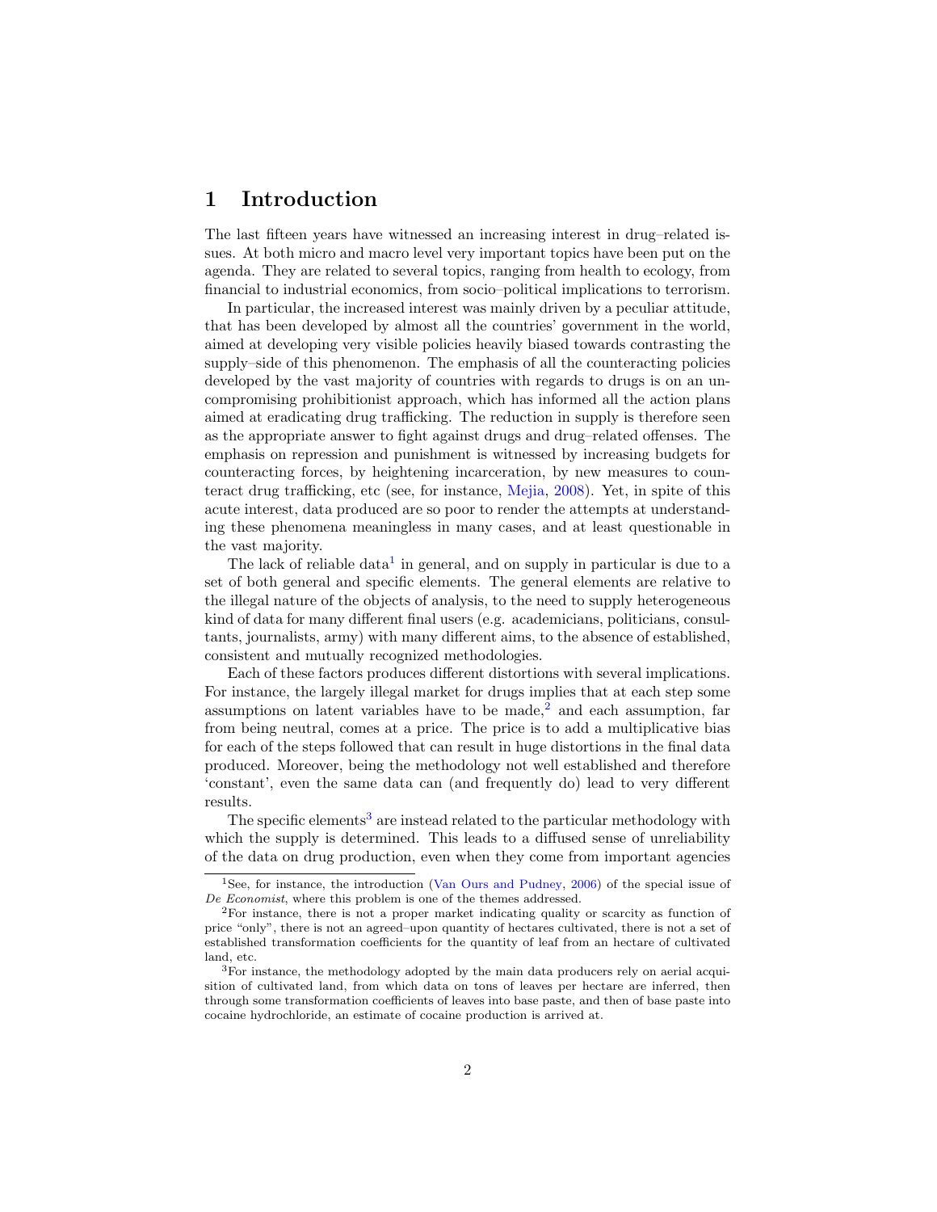# 1 Introduction

The last fifteen years have witnessed an increasing interest in drug–related issues. At both micro and macro level very important topics have been put on the agenda. They are related to several topics, ranging from health to ecology, from financial to industrial economics, from socio–political implications to terrorism.

In particular, the increased interest was mainly driven by a peculiar attitude, that has been developed by almost all the countries' government in the world, aimed at developing very visible policies heavily biased towards contrasting the supply–side of this phenomenon. The emphasis of all the counteracting policies developed by the vast majority of countries with regards to drugs is on an uncompromising prohibitionist approach, which has informed all the action plans aimed at eradicating drug trafficking. The reduction in supply is therefore seen as the appropriate answer to fight against drugs and drug–related offenses. The emphasis on repression and punishment is witnessed by increasing budgets for counteracting forces, by heightening incarceration, by new measures to counteract drug trafficking, etc (see, for instance, Mejia, 2008). Yet, in spite of this acute interest, data produced are so poor to render the attempts at understanding these phenomena meaningless in many cases, and at least questionable in the vast majority.

The lack of reliable data[1] in general, and on supply in particular is due to a set of both general and specific elements. The general elements are relative to the illegal nature of the objects of analysis, to the need to supply heterogeneous kind of data for many different final users (e.g. academicians, politicians, consultants, journalists, army) with many different aims, to the absence of established, consistent and mutually recognized methodologies.

Each of these factors produces different distortions with several implications. For instance, the largely illegal market for drugs implies that at each step some assumptions on latent variables have to be made,[2] and each assumption, far from being neutral, comes at a price. The price is to add a multiplicative bias for each of the steps followed that can result in huge distortions in the final data produced. Moreover, being the methodology not well established and therefore 'constant', even the same data can (and frequently do) lead to very different results.

The specific elements[3] are instead related to the particular methodology with which the supply is determined. This leads to a diffused sense of unreliability of the data on drug production, even when they come from important agencies

---

[1] See, for instance, the introduction (Van Ours and Pudney, 2006) of the special issue of *De Economist*, where this problem is one of the themes addressed.

[2] For instance, there is not a proper market indicating quality or scarcity as function of price "only", there is not an agreed–upon quantity of hectares cultivated, there is not a set of established transformation coefficients for the quantity of leaf from an hectare of cultivated land, etc.

[3] For instance, the methodology adopted by the main data producers rely on aerial acquisition of cultivated land, from which data on tons of leaves per hectare are inferred, then through some transformation coefficients of leaves into base paste, and then of base paste into cocaine hydrochloride, an estimate of cocaine production is arrived at.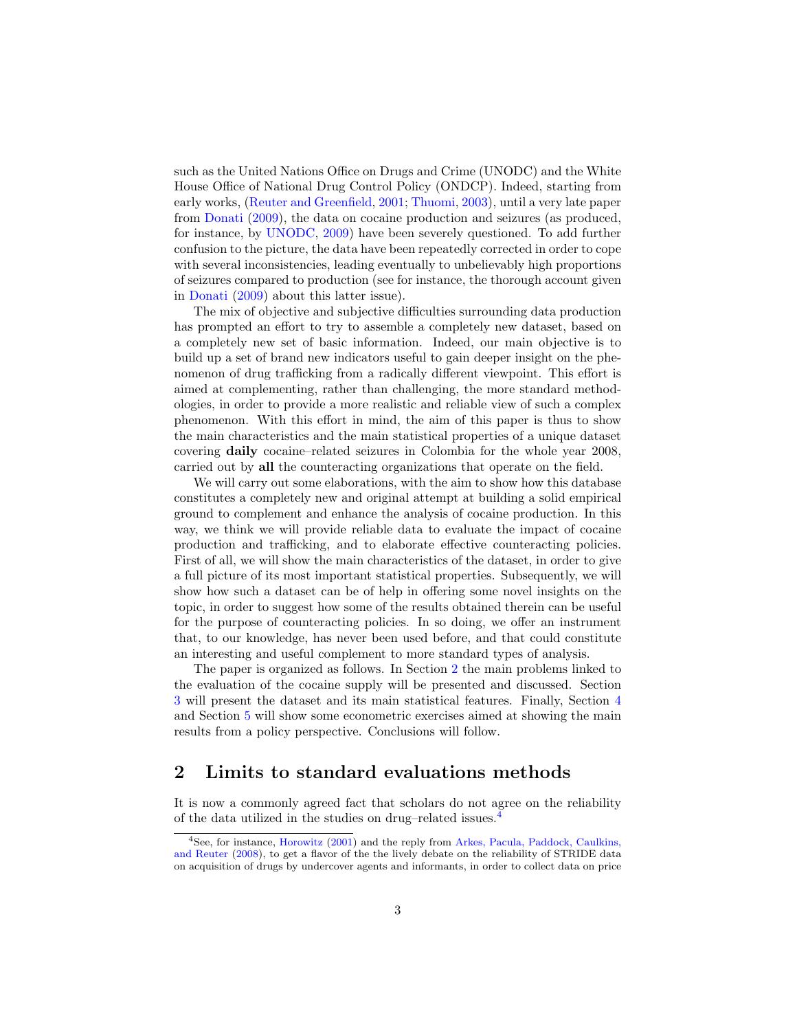such as the United Nations Office on Drugs and Crime (UNODC) and the White House Office of National Drug Control Policy (ONDCP). Indeed, starting from early works, (Reuter and Greenfield, 2001; Thuomi, 2003), until a very late paper from Donati (2009), the data on cocaine production and seizures (as produced, for instance, by UNODC, 2009) have been severely questioned. To add further confusion to the picture, the data have been repeatedly corrected in order to cope with several inconsistencies, leading eventually to unbelievably high proportions of seizures compared to production (see for instance, the thorough account given in Donati (2009) about this latter issue).

The mix of objective and subjective difficulties surrounding data production has prompted an effort to try to assemble a completely new dataset, based on a completely new set of basic information. Indeed, our main objective is to build up a set of brand new indicators useful to gain deeper insight on the phenomenon of drug trafficking from a radically different viewpoint. This effort is aimed at complementing, rather than challenging, the more standard methodologies, in order to provide a more realistic and reliable view of such a complex phenomenon. With this effort in mind, the aim of this paper is thus to show the main characteristics and the main statistical properties of a unique dataset covering **daily** cocaine–related seizures in Colombia for the whole year 2008, carried out by **all** the counteracting organizations that operate on the field.

We will carry out some elaborations, with the aim to show how this database constitutes a completely new and original attempt at building a solid empirical ground to complement and enhance the analysis of cocaine production. In this way, we think we will provide reliable data to evaluate the impact of cocaine production and trafficking, and to elaborate effective counteracting policies. First of all, we will show the main characteristics of the dataset, in order to give a full picture of its most important statistical properties. Subsequently, we will show how such a dataset can be of help in offering some novel insights on the topic, in order to suggest how some of the results obtained therein can be useful for the purpose of counteracting policies. In so doing, we offer an instrument that, to our knowledge, has never been used before, and that could constitute an interesting and useful complement to more standard types of analysis.

The paper is organized as follows. In Section 2 the main problems linked to the evaluation of the cocaine supply will be presented and discussed. Section 3 will present the dataset and its main statistical features. Finally, Section 4 and Section 5 will show some econometric exercises aimed at showing the main results from a policy perspective. Conclusions will follow.

## 2 Limits to standard evaluations methods

It is now a commonly agreed fact that scholars do not agree on the reliability of the data utilized in the studies on drug–related issues.[4]

[4] See, for instance, Horowitz (2001) and the reply from Arkes, Pacula, Paddock, Caulkins, and Reuter (2008), to get a flavor of the the lively debate on the reliability of STRIDE data on acquisition of drugs by undercover agents and informants, in order to collect data on price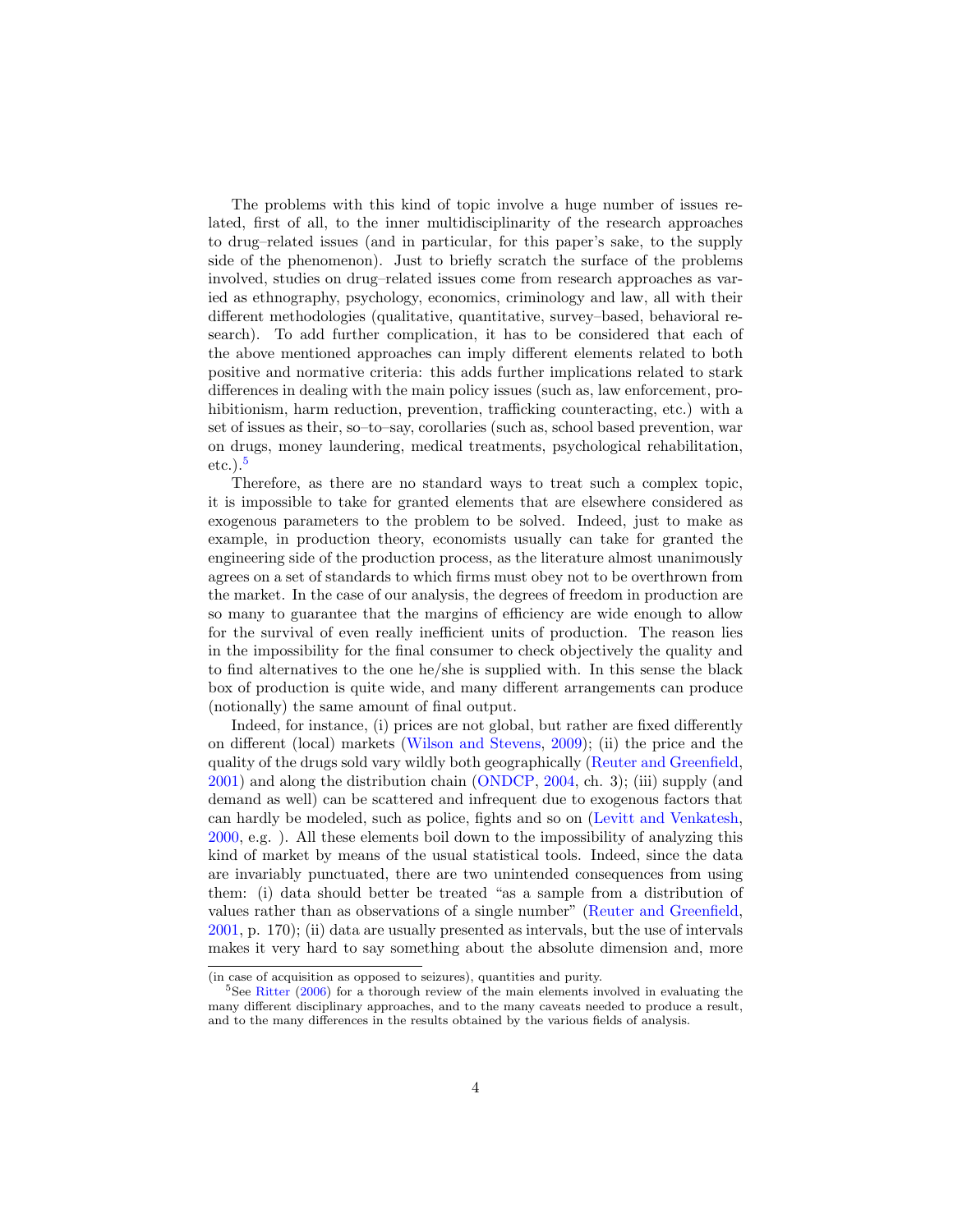The problems with this kind of topic involve a huge number of issues related, first of all, to the inner multidisciplinarity of the research approaches to drug–related issues (and in particular, for this paper's sake, to the supply side of the phenomenon). Just to briefly scratch the surface of the problems involved, studies on drug–related issues come from research approaches as varied as ethnography, psychology, economics, criminology and law, all with their different methodologies (qualitative, quantitative, survey–based, behavioral research). To add further complication, it has to be considered that each of the above mentioned approaches can imply different elements related to both positive and normative criteria: this adds further implications related to stark differences in dealing with the main policy issues (such as, law enforcement, prohibitionism, harm reduction, prevention, trafficking counteracting, etc.) with a set of issues as their, so–to–say, corollaries (such as, school based prevention, war on drugs, money laundering, medical treatments, psychological rehabilitation, etc.).[5]

Therefore, as there are no standard ways to treat such a complex topic, it is impossible to take for granted elements that are elsewhere considered as exogenous parameters to the problem to be solved. Indeed, just to make as example, in production theory, economists usually can take for granted the engineering side of the production process, as the literature almost unanimously agrees on a set of standards to which firms must obey not to be overthrown from the market. In the case of our analysis, the degrees of freedom in production are so many to guarantee that the margins of efficiency are wide enough to allow for the survival of even really inefficient units of production. The reason lies in the impossibility for the final consumer to check objectively the quality and to find alternatives to the one he/she is supplied with. In this sense the black box of production is quite wide, and many different arrangements can produce (notionally) the same amount of final output.

Indeed, for instance, (i) prices are not global, but rather are fixed differently on different (local) markets (Wilson and Stevens, 2009); (ii) the price and the quality of the drugs sold vary wildly both geographically (Reuter and Greenfield, 2001) and along the distribution chain (ONDCP, 2004, ch. 3); (iii) supply (and demand as well) can be scattered and infrequent due to exogenous factors that can hardly be modeled, such as police, fights and so on (Levitt and Venkatesh, 2000, e.g. ). All these elements boil down to the impossibility of analyzing this kind of market by means of the usual statistical tools. Indeed, since the data are invariably punctuated, there are two unintended consequences from using them: (i) data should better be treated "as a sample from a distribution of values rather than as observations of a single number" (Reuter and Greenfield, 2001, p. 170); (ii) data are usually presented as intervals, but the use of intervals makes it very hard to say something about the absolute dimension and, more

(in case of acquisition as opposed to seizures), quantities and purity.

[5] See Ritter (2006) for a thorough review of the main elements involved in evaluating the many different disciplinary approaches, and to the many caveats needed to produce a result, and to the many differences in the results obtained by the various fields of analysis.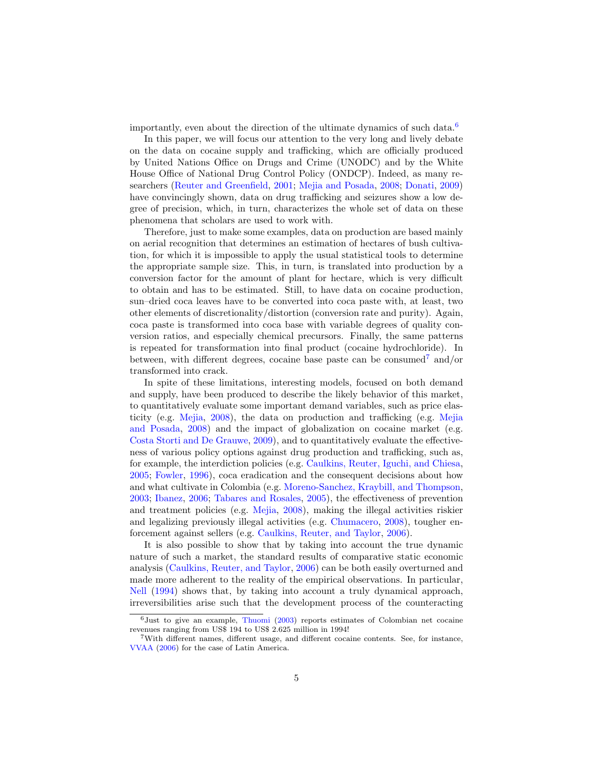importantly, even about the direction of the ultimate dynamics of such data.[6]

In this paper, we will focus our attention to the very long and lively debate on the data on cocaine supply and trafficking, which are officially produced by United Nations Office on Drugs and Crime (UNODC) and by the White House Office of National Drug Control Policy (ONDCP). Indeed, as many researchers (Reuter and Greenfield, 2001; Mejia and Posada, 2008; Donati, 2009) have convincingly shown, data on drug trafficking and seizures show a low degree of precision, which, in turn, characterizes the whole set of data on these phenomena that scholars are used to work with.

Therefore, just to make some examples, data on production are based mainly on aerial recognition that determines an estimation of hectares of bush cultivation, for which it is impossible to apply the usual statistical tools to determine the appropriate sample size. This, in turn, is translated into production by a conversion factor for the amount of plant for hectare, which is very difficult to obtain and has to be estimated. Still, to have data on cocaine production, sun–dried coca leaves have to be converted into coca paste with, at least, two other elements of discretionality/distortion (conversion rate and purity). Again, coca paste is transformed into coca base with variable degrees of quality conversion ratios, and especially chemical precursors. Finally, the same patterns is repeated for transformation into final product (cocaine hydrochloride). In between, with different degrees, cocaine base paste can be consumed[7] and/or transformed into crack.

In spite of these limitations, interesting models, focused on both demand and supply, have been produced to describe the likely behavior of this market, to quantitatively evaluate some important demand variables, such as price elasticity (e.g. Mejia, 2008), the data on production and trafficking (e.g. Mejia and Posada, 2008) and the impact of globalization on cocaine market (e.g. Costa Storti and De Grauwe, 2009), and to quantitatively evaluate the effectiveness of various policy options against drug production and trafficking, such as, for example, the interdiction policies (e.g. Caulkins, Reuter, Iguchi, and Chiesa, 2005; Fowler, 1996), coca eradication and the consequent decisions about how and what cultivate in Colombia (e.g. Moreno-Sanchez, Kraybill, and Thompson, 2003; Ibanez, 2006; Tabares and Rosales, 2005), the effectiveness of prevention and treatment policies (e.g. Mejia, 2008), making the illegal activities riskier and legalizing previously illegal activities (e.g. Chumacero, 2008), tougher enforcement against sellers (e.g. Caulkins, Reuter, and Taylor, 2006).

It is also possible to show that by taking into account the true dynamic nature of such a market, the standard results of comparative static economic analysis (Caulkins, Reuter, and Taylor, 2006) can be both easily overturned and made more adherent to the reality of the empirical observations. In particular, Nell (1994) shows that, by taking into account a truly dynamical approach, irreversibilities arise such that the development process of the counteracting

[6]Just to give an example, Thuomi (2003) reports estimates of Colombian net cocaine revenues ranging from US$ 194 to US$ 2.625 million in 1994!

[7]With different names, different usage, and different cocaine contents. See, for instance, VVAA (2006) for the case of Latin America.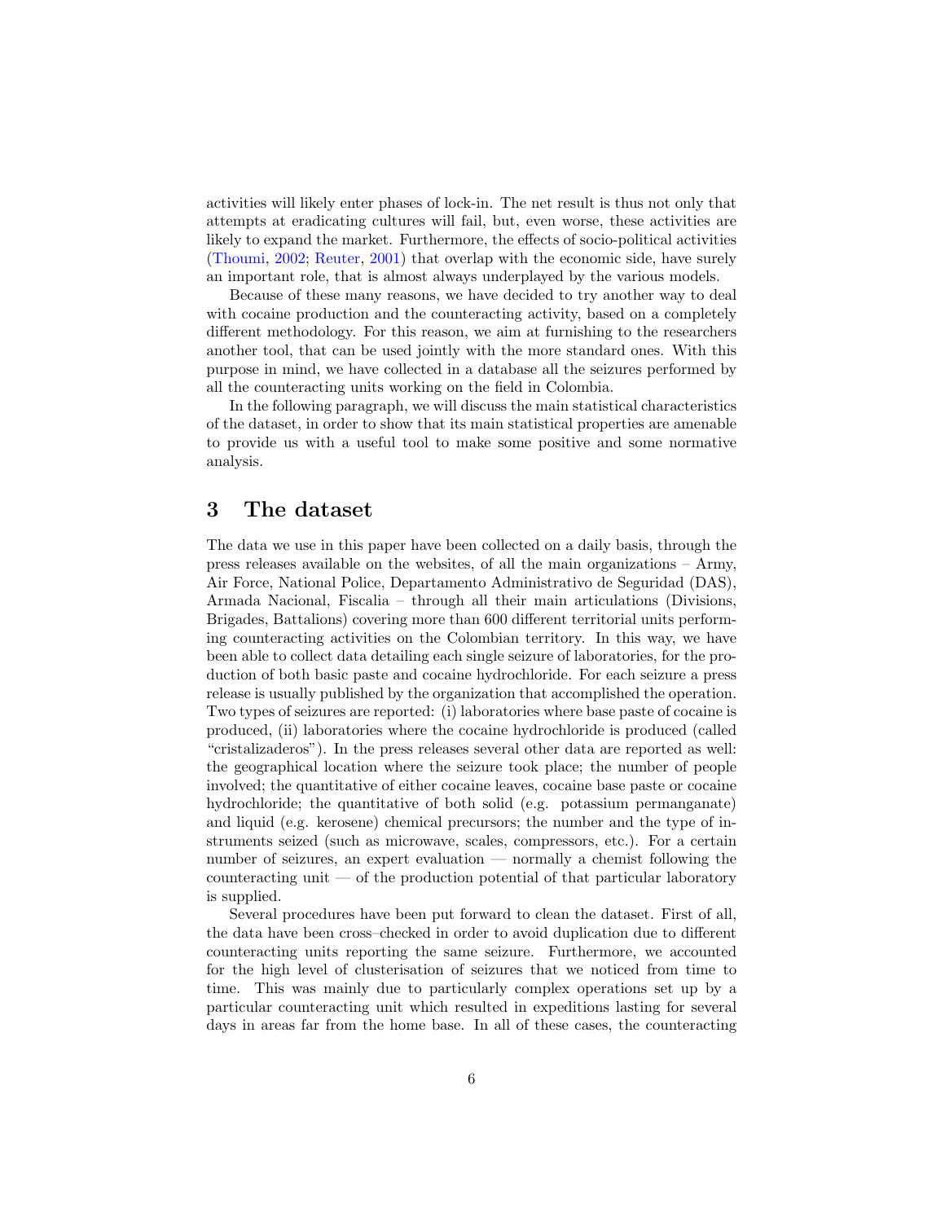activities will likely enter phases of lock-in. The net result is thus not only that attempts at eradicating cultures will fail, but, even worse, these activities are likely to expand the market. Furthermore, the effects of socio-political activities (Thoumi, 2002; Reuter, 2001) that overlap with the economic side, have surely an important role, that is almost always underplayed by the various models.

Because of these many reasons, we have decided to try another way to deal with cocaine production and the counteracting activity, based on a completely different methodology. For this reason, we aim at furnishing to the researchers another tool, that can be used jointly with the more standard ones. With this purpose in mind, we have collected in a database all the seizures performed by all the counteracting units working on the field in Colombia.

In the following paragraph, we will discuss the main statistical characteristics of the dataset, in order to show that its main statistical properties are amenable to provide us with a useful tool to make some positive and some normative analysis.

## 3 The dataset

The data we use in this paper have been collected on a daily basis, through the press releases available on the websites, of all the main organizations – Army, Air Force, National Police, Departamento Administrativo de Seguridad (DAS), Armada Nacional, Fiscalia – through all their main articulations (Divisions, Brigades, Battalions) covering more than 600 different territorial units performing counteracting activities on the Colombian territory. In this way, we have been able to collect data detailing each single seizure of laboratories, for the production of both basic paste and cocaine hydrochloride. For each seizure a press release is usually published by the organization that accomplished the operation. Two types of seizures are reported: (i) laboratories where base paste of cocaine is produced, (ii) laboratories where the cocaine hydrochloride is produced (called "cristalizaderos"). In the press releases several other data are reported as well: the geographical location where the seizure took place; the number of people involved; the quantitative of either cocaine leaves, cocaine base paste or cocaine hydrochloride; the quantitative of both solid (e.g. potassium permanganate) and liquid (e.g. kerosene) chemical precursors; the number and the type of instruments seized (such as microwave, scales, compressors, etc.). For a certain number of seizures, an expert evaluation — normally a chemist following the counteracting unit — of the production potential of that particular laboratory is supplied.

Several procedures have been put forward to clean the dataset. First of all, the data have been cross–checked in order to avoid duplication due to different counteracting units reporting the same seizure. Furthermore, we accounted for the high level of clusterisation of seizures that we noticed from time to time. This was mainly due to particularly complex operations set up by a particular counteracting unit which resulted in expeditions lasting for several days in areas far from the home base. In all of these cases, the counteracting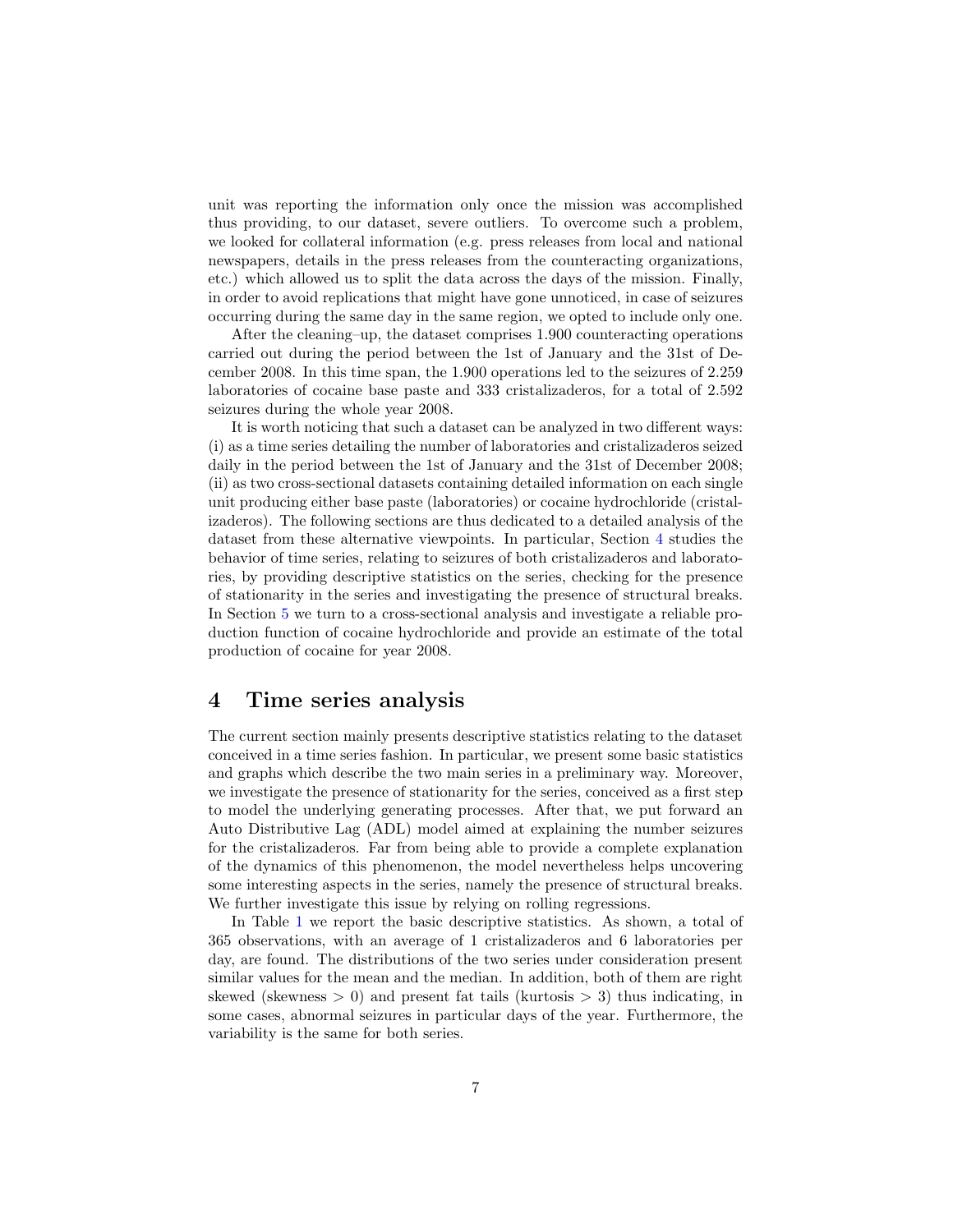unit was reporting the information only once the mission was accomplished thus providing, to our dataset, severe outliers. To overcome such a problem, we looked for collateral information (e.g. press releases from local and national newspapers, details in the press releases from the counteracting organizations, etc.) which allowed us to split the data across the days of the mission. Finally, in order to avoid replications that might have gone unnoticed, in case of seizures occurring during the same day in the same region, we opted to include only one.

After the cleaning–up, the dataset comprises 1.900 counteracting operations carried out during the period between the 1st of January and the 31st of December 2008. In this time span, the 1.900 operations led to the seizures of 2.259 laboratories of cocaine base paste and 333 cristalizaderos, for a total of 2.592 seizures during the whole year 2008.

It is worth noticing that such a dataset can be analyzed in two different ways: (i) as a time series detailing the number of laboratories and cristalizaderos seized daily in the period between the 1st of January and the 31st of December 2008; (ii) as two cross-sectional datasets containing detailed information on each single unit producing either base paste (laboratories) or cocaine hydrochloride (cristalizaderos). The following sections are thus dedicated to a detailed analysis of the dataset from these alternative viewpoints. In particular, Section 4 studies the behavior of time series, relating to seizures of both cristalizaderos and laboratories, by providing descriptive statistics on the series, checking for the presence of stationarity in the series and investigating the presence of structural breaks. In Section 5 we turn to a cross-sectional analysis and investigate a reliable production function of cocaine hydrochloride and provide an estimate of the total production of cocaine for year 2008.

# 4 Time series analysis

The current section mainly presents descriptive statistics relating to the dataset conceived in a time series fashion. In particular, we present some basic statistics and graphs which describe the two main series in a preliminary way. Moreover, we investigate the presence of stationarity for the series, conceived as a first step to model the underlying generating processes. After that, we put forward an Auto Distributive Lag (ADL) model aimed at explaining the number seizures for the cristalizaderos. Far from being able to provide a complete explanation of the dynamics of this phenomenon, the model nevertheless helps uncovering some interesting aspects in the series, namely the presence of structural breaks. We further investigate this issue by relying on rolling regressions.

In Table 1 we report the basic descriptive statistics. As shown, a total of 365 observations, with an average of 1 cristalizaderos and 6 laboratories per day, are found. The distributions of the two series under consideration present similar values for the mean and the median. In addition, both of them are right skewed (skewness $> 0$) and present fat tails (kurtosis $> 3$) thus indicating, in some cases, abnormal seizures in particular days of the year. Furthermore, the variability is the same for both series.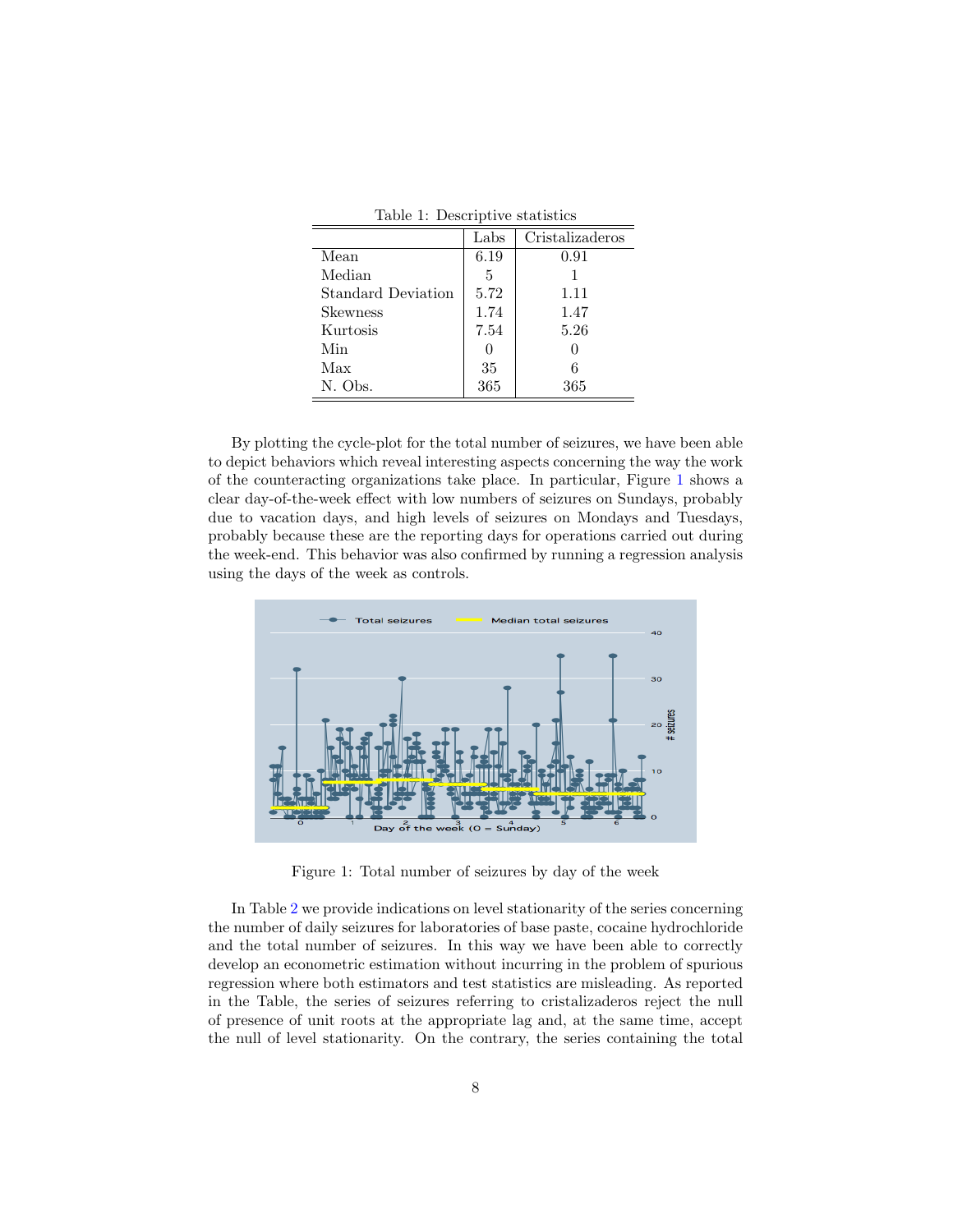Table 1: Descriptive statistics

| | Labs | Cristalizaderos |
|---|---|---|
| Mean | 6.19 | 0.91 |
| Median | 5 | 1 |
| Standard Deviation | 5.72 | 1.11 |
| Skewness | 1.74 | 1.47 |
| Kurtosis | 7.54 | 5.26 |
| Min | 0 | 0 |
| Max | 35 | 6 |
| N. Obs. | 365 | 365 |

By plotting the cycle-plot for the total number of seizures, we have been able to depict behaviors which reveal interesting aspects concerning the way the work of the counteracting organizations take place. In particular, Figure 1 shows a clear day-of-the-week effect with low numbers of seizures on Sundays, probably due to vacation days, and high levels of seizures on Mondays and Tuesdays, probably because these are the reporting days for operations carried out during the week-end. This behavior was also confirmed by running a regression analysis using the days of the week as controls.

Figure 1: Total number of seizures by day of the week

In Table 2 we provide indications on level stationarity of the series concerning the number of daily seizures for laboratories of base paste, cocaine hydrochloride and the total number of seizures. In this way we have been able to correctly develop an econometric estimation without incurring in the problem of spurious regression where both estimators and test statistics are misleading. As reported in the Table, the series of seizures referring to cristalizaderos reject the null of presence of unit roots at the appropriate lag and, at the same time, accept the null of level stationarity. On the contrary, the series containing the total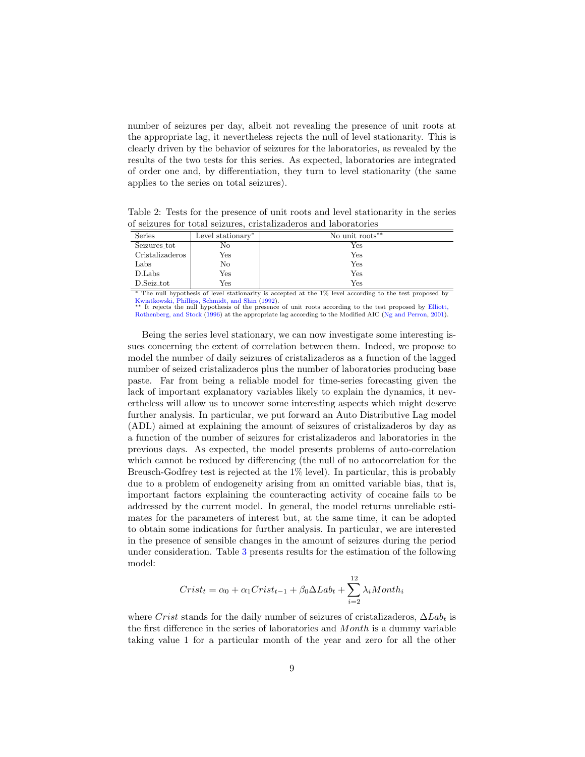number of seizures per day, albeit not revealing the presence of unit roots at the appropriate lag, it nevertheless rejects the null of level stationarity. This is clearly driven by the behavior of seizures for the laboratories, as revealed by the results of the two tests for this series. As expected, laboratories are integrated of order one and, by differentiation, they turn to level stationarity (the same applies to the series on total seizures).

Table 2: Tests for the presence of unit roots and level stationarity in the series of seizures for total seizures, cristalizaderos and laboratories

| Series | Level stationary* | No unit roots** |
|---|---|---|
| Seizures_tot | No | Yes |
| Cristalizaderos | Yes | Yes |
| Labs | No | Yes |
| D.Labs | Yes | Yes |
| D.Seiz_tot | Yes | Yes |

* The null hypothesis of level stationarity is accepted at the 1% level according to the test proposed by Kwiatkowski, Phillips, Schmidt, and Shin (1992).
** It rejects the null hypothesis of the presence of unit roots according to the test proposed by Elliott, Rothenberg, and Stock (1996) at the appropriate lag according to the Modified AIC (Ng and Perron, 2001).

Being the series level stationary, we can now investigate some interesting issues concerning the extent of correlation between them. Indeed, we propose to model the number of daily seizures of cristalizaderos as a function of the lagged number of seized cristalizaderos plus the number of laboratories producing base paste. Far from being a reliable model for time-series forecasting given the lack of important explanatory variables likely to explain the dynamics, it nevertheless will allow us to uncover some interesting aspects which might deserve further analysis. In particular, we put forward an Auto Distributive Lag model (ADL) aimed at explaining the amount of seizures of cristalizaderos by day as a function of the number of seizures for cristalizaderos and laboratories in the previous days. As expected, the model presents problems of auto-correlation which cannot be reduced by differencing (the null of no autocorrelation for the Breusch-Godfrey test is rejected at the 1% level). In particular, this is probably due to a problem of endogeneity arising from an omitted variable bias, that is, important factors explaining the counteracting activity of cocaine fails to be addressed by the current model. In general, the model returns unreliable estimates for the parameters of interest but, at the same time, it can be adopted to obtain some indications for further analysis. In particular, we are interested in the presence of sensible changes in the amount of seizures during the period under consideration. Table 3 presents results for the estimation of the following model:

$$Crist_t = \alpha_0 + \alpha_1 Crist_{t-1} + \beta_0 \Delta Lab_t + \sum_{i=2}^{12} \lambda_i Month_i$$

where $Crist$ stands for the daily number of seizures of cristalizaderos, $\Delta Lab_t$ is the first difference in the series of laboratories and $Month$ is a dummy variable taking value 1 for a particular month of the year and zero for all the other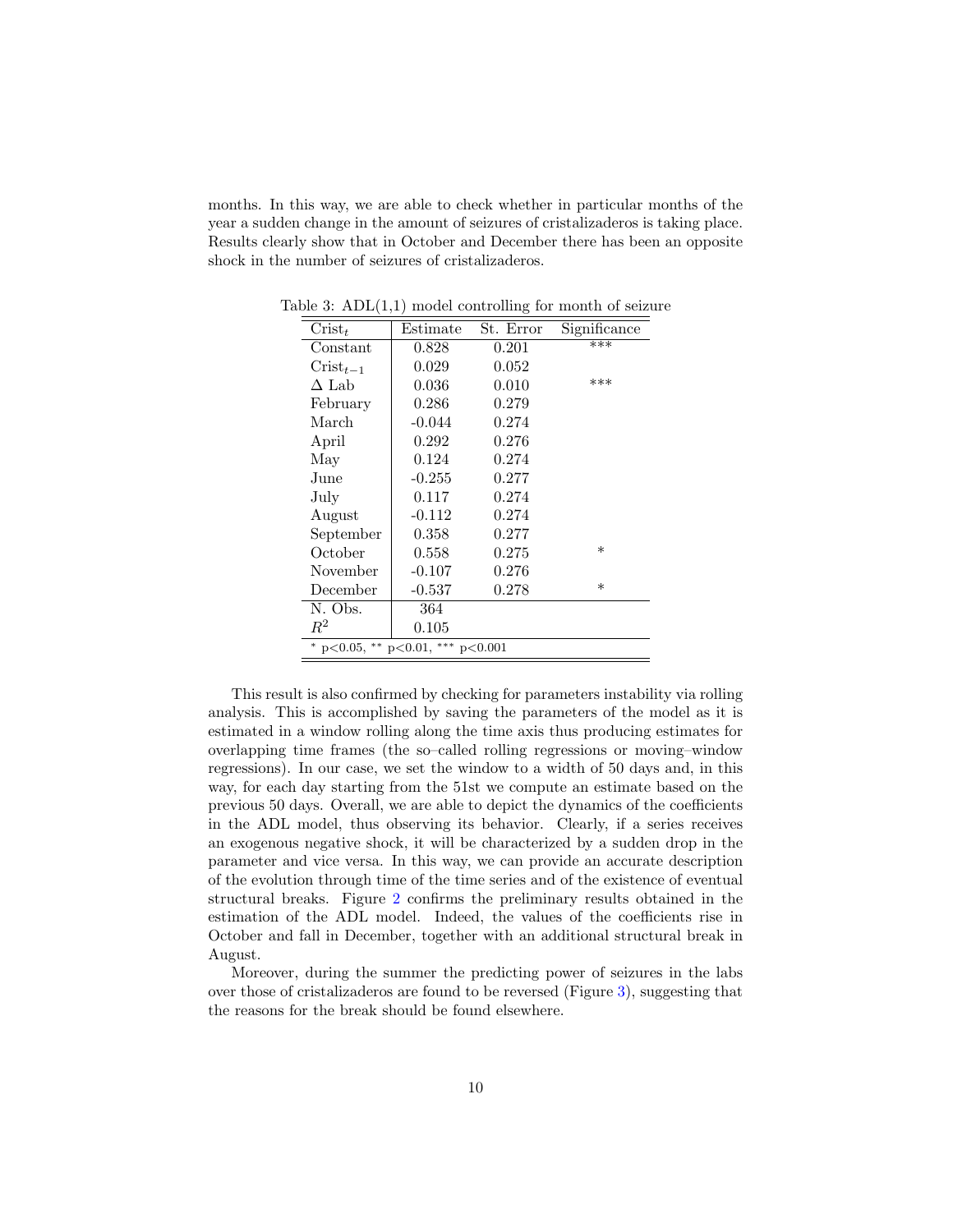months. In this way, we are able to check whether in particular months of the year a sudden change in the amount of seizures of cristalizaderos is taking place. Results clearly show that in October and December there has been an opposite shock in the number of seizures of cristalizaderos.

Table 3: ADL(1,1) model controlling for month of seizure

| $Crist_t$ | Estimate | St. Error | Significance |
|---|---|---|---|
| Constant | 0.828 | 0.201 | *** |
| $Crist_{t-1}$ | 0.029 | 0.052 | |
| $\Delta$ Lab | 0.036 | 0.010 | *** |
| February | 0.286 | 0.279 | |
| March | -0.044 | 0.274 | |
| April | 0.292 | 0.276 | |
| May | 0.124 | 0.274 | |
| June | -0.255 | 0.277 | |
| July | 0.117 | 0.274 | |
| August | -0.112 | 0.274 | |
| September | 0.358 | 0.277 | |
| October | 0.558 | 0.275 | * |
| November | -0.107 | 0.276 | |
| December | -0.537 | 0.278 | * |
| N. Obs. | 364 | | |
| $R^2$ | 0.105 | | |

\* p<0.05, ** p<0.01, *** p<0.001

This result is also confirmed by checking for parameters instability via rolling analysis. This is accomplished by saving the parameters of the model as it is estimated in a window rolling along the time axis thus producing estimates for overlapping time frames (the so–called rolling regressions or moving–window regressions). In our case, we set the window to a width of 50 days and, in this way, for each day starting from the 51st we compute an estimate based on the previous 50 days. Overall, we are able to depict the dynamics of the coefficients in the ADL model, thus observing its behavior. Clearly, if a series receives an exogenous negative shock, it will be characterized by a sudden drop in the parameter and vice versa. In this way, we can provide an accurate description of the evolution through time of the time series and of the existence of eventual structural breaks. Figure 2 confirms the preliminary results obtained in the estimation of the ADL model. Indeed, the values of the coefficients rise in October and fall in December, together with an additional structural break in August.

Moreover, during the summer the predicting power of seizures in the labs over those of cristalizaderos are found to be reversed (Figure 3), suggesting that the reasons for the break should be found elsewhere.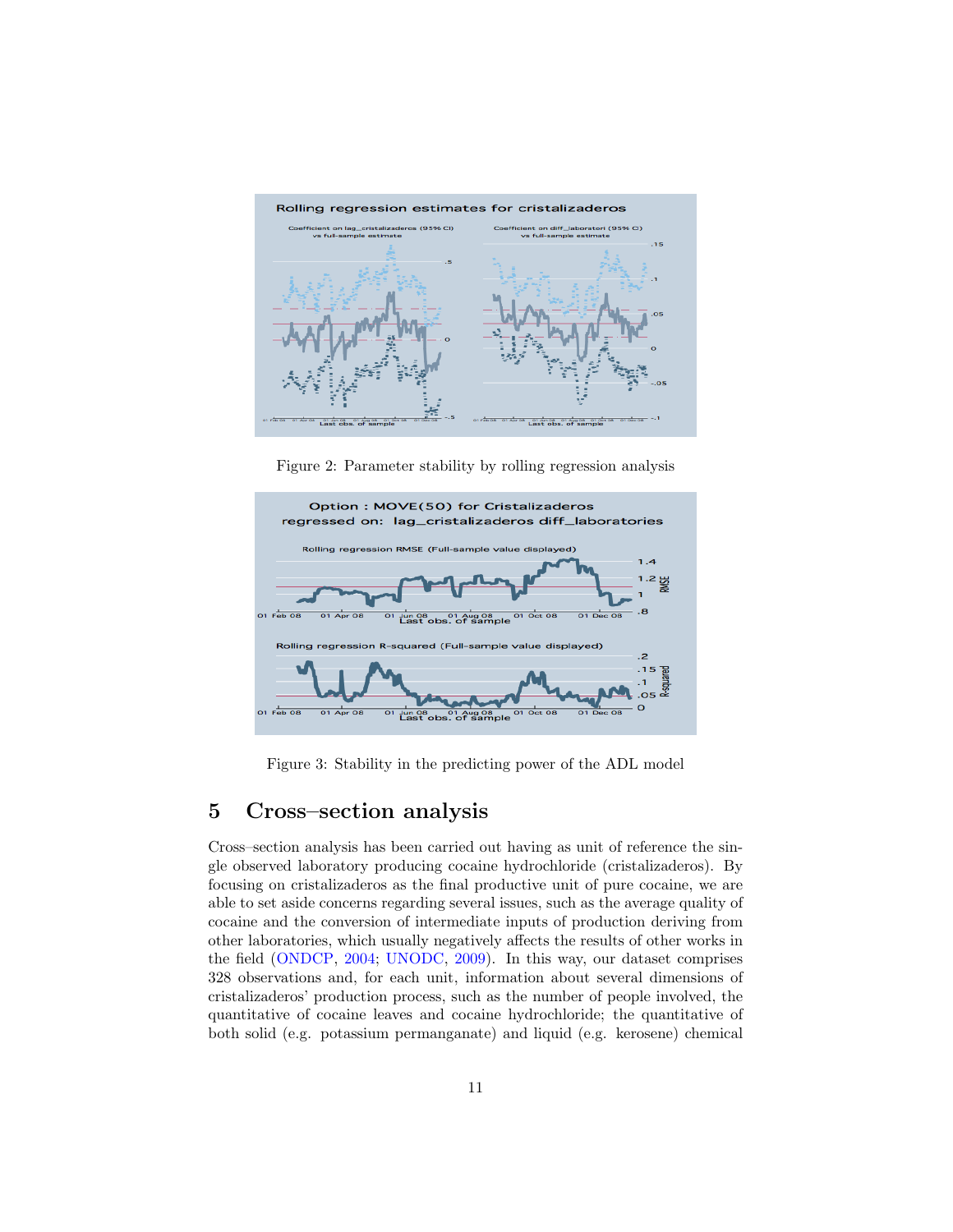Figure 2: Parameter stability by rolling regression analysis

Figure 3: Stability in the predicting power of the ADL model

## 5 Cross–section analysis

Cross–section analysis has been carried out having as unit of reference the single observed laboratory producing cocaine hydrochloride (cristalizaderos). By focusing on cristalizaderos as the final productive unit of pure cocaine, we are able to set aside concerns regarding several issues, such as the average quality of cocaine and the conversion of intermediate inputs of production deriving from other laboratories, which usually negatively affects the results of other works in the field (ONDCP, 2004; UNODC, 2009). In this way, our dataset comprises 328 observations and, for each unit, information about several dimensions of cristalizaderos' production process, such as the number of people involved, the quantitative of cocaine leaves and cocaine hydrochloride; the quantitative of both solid (e.g. potassium permanganate) and liquid (e.g. kerosene) chemical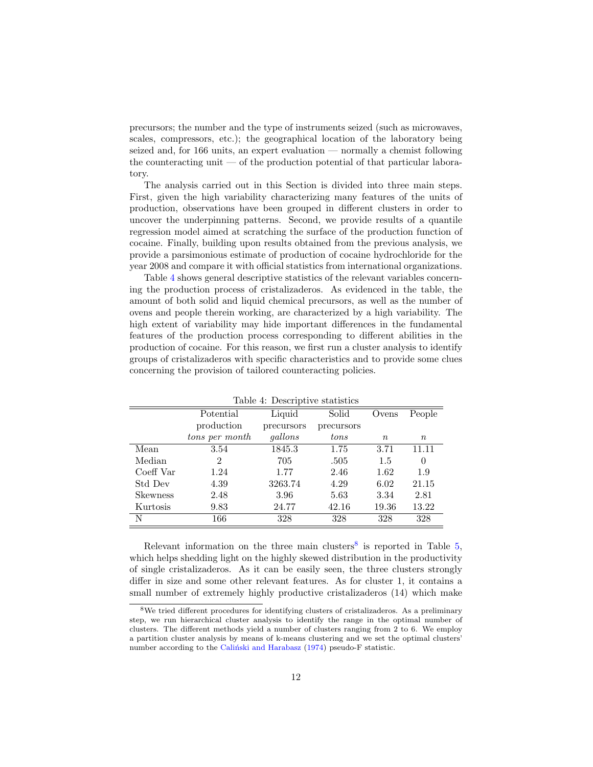precursors; the number and the type of instruments seized (such as microwaves, scales, compressors, etc.); the geographical location of the laboratory being seized and, for 166 units, an expert evaluation — normally a chemist following the counteracting unit — of the production potential of that particular laboratory.

The analysis carried out in this Section is divided into three main steps. First, given the high variability characterizing many features of the units of production, observations have been grouped in different clusters in order to uncover the underpinning patterns. Second, we provide results of a quantile regression model aimed at scratching the surface of the production function of cocaine. Finally, building upon results obtained from the previous analysis, we provide a parsimonious estimate of production of cocaine hydrochloride for the year 2008 and compare it with official statistics from international organizations.

Table 4 shows general descriptive statistics of the relevant variables concerning the production process of cristalizaderos. As evidenced in the table, the amount of both solid and liquid chemical precursors, as well as the number of ovens and people therein working, are characterized by a high variability. The high extent of variability may hide important differences in the fundamental features of the production process corresponding to different abilities in the production of cocaine. For this reason, we first run a cluster analysis to identify groups of cristalizaderos with specific characteristics and to provide some clues concerning the provision of tailored counteracting policies.

Table 4: Descriptive statistics

| | Potential production *tons per month* | Liquid precursors *gallons* | Solid precursors *tons* | Ovens $n$ | People $n$ |
|---|---|---|---|---|---|
| Mean | 3.54 | 1845.3 | 1.75 | 3.71 | 11.11 |
| Median | 2 | 705 | .505 | 1.5 | 0 |
| Coeff Var | 1.24 | 1.77 | 2.46 | 1.62 | 1.9 |
| Std Dev | 4.39 | 3263.74 | 4.29 | 6.02 | 21.15 |
| Skewness | 2.48 | 3.96 | 5.63 | 3.34 | 2.81 |
| Kurtosis | 9.83 | 24.77 | 42.16 | 19.36 | 13.22 |
| N | 166 | 328 | 328 | 328 | 328 |

Relevant information on the three main clusters[8] is reported in Table 5, which helps shedding light on the highly skewed distribution in the productivity of single cristalizaderos. As it can be easily seen, the three clusters strongly differ in size and some other relevant features. As for cluster 1, it contains a small number of extremely highly productive cristalizaderos (14) which make

[8] We tried different procedures for identifying clusters of cristalizaderos. As a preliminary step, we run hierarchical cluster analysis to identify the range in the optimal number of clusters. The different methods yield a number of clusters ranging from 2 to 6. We employ a partition cluster analysis by means of k-means clustering and we set the optimal clusters' number according to the Caliński and Harabasz (1974) pseudo-F statistic.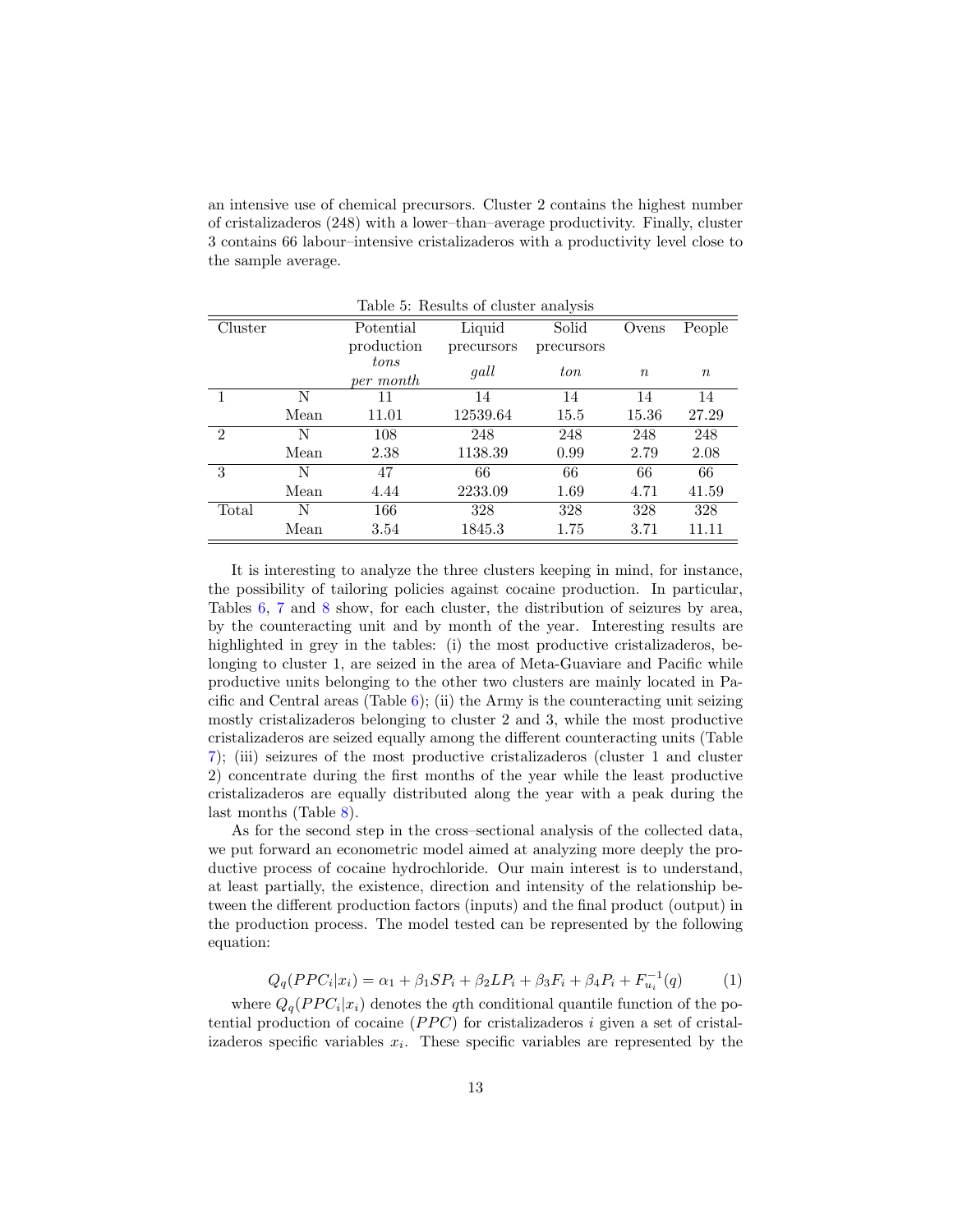an intensive use of chemical precursors. Cluster 2 contains the highest number of cristalizaderos (248) with a lower–than–average productivity. Finally, cluster 3 contains 66 labour–intensive cristalizaderos with a productivity level close to the sample average.

Table 5: Results of cluster analysis

| Cluster | | Potential production *tons per month* | Liquid precursors *gall* | Solid precursors *ton* | Ovens *n* | People *n* |
|---|---|---|---|---|---|---|
| 1 | N | 11 | 14 | 14 | 14 | 14 |
| | Mean | 11.01 | 12539.64 | 15.5 | 15.36 | 27.29 |
| 2 | N | 108 | 248 | 248 | 248 | 248 |
| | Mean | 2.38 | 1138.39 | 0.99 | 2.79 | 2.08 |
| 3 | N | 47 | 66 | 66 | 66 | 66 |
| | Mean | 4.44 | 2233.09 | 1.69 | 4.71 | 41.59 |
| Total | N | 166 | 328 | 328 | 328 | 328 |
| | Mean | 3.54 | 1845.3 | 1.75 | 3.71 | 11.11 |

It is interesting to analyze the three clusters keeping in mind, for instance, the possibility of tailoring policies against cocaine production. In particular, Tables 6, 7 and 8 show, for each cluster, the distribution of seizures by area, by the counteracting unit and by month of the year. Interesting results are highlighted in grey in the tables: (i) the most productive cristalizaderos, belonging to cluster 1, are seized in the area of Meta-Guaviare and Pacific while productive units belonging to the other two clusters are mainly located in Pacific and Central areas (Table 6); (ii) the Army is the counteracting unit seizing mostly cristalizaderos belonging to cluster 2 and 3, while the most productive cristalizaderos are seized equally among the different counteracting units (Table 7); (iii) seizures of the most productive cristalizaderos (cluster 1 and cluster 2) concentrate during the first months of the year while the least productive cristalizaderos are equally distributed along the year with a peak during the last months (Table 8).

As for the second step in the cross–sectional analysis of the collected data, we put forward an econometric model aimed at analyzing more deeply the productive process of cocaine hydrochloride. Our main interest is to understand, at least partially, the existence, direction and intensity of the relationship between the different production factors (inputs) and the final product (output) in the production process. The model tested can be represented by the following equation:

$$Q_q(PPC_i|x_i) = \alpha_1 + \beta_1 SP_i + \beta_2 LP_i + \beta_3 F_i + \beta_4 P_i + F_{u_i}^{-1}(q) \tag{1}$$

where $Q_q(PPC_i|x_i)$ denotes the $q$th conditional quantile function of the potential production of cocaine ($PPC$) for cristalizaderos $i$ given a set of cristalizaderos specific variables $x_i$. These specific variables are represented by the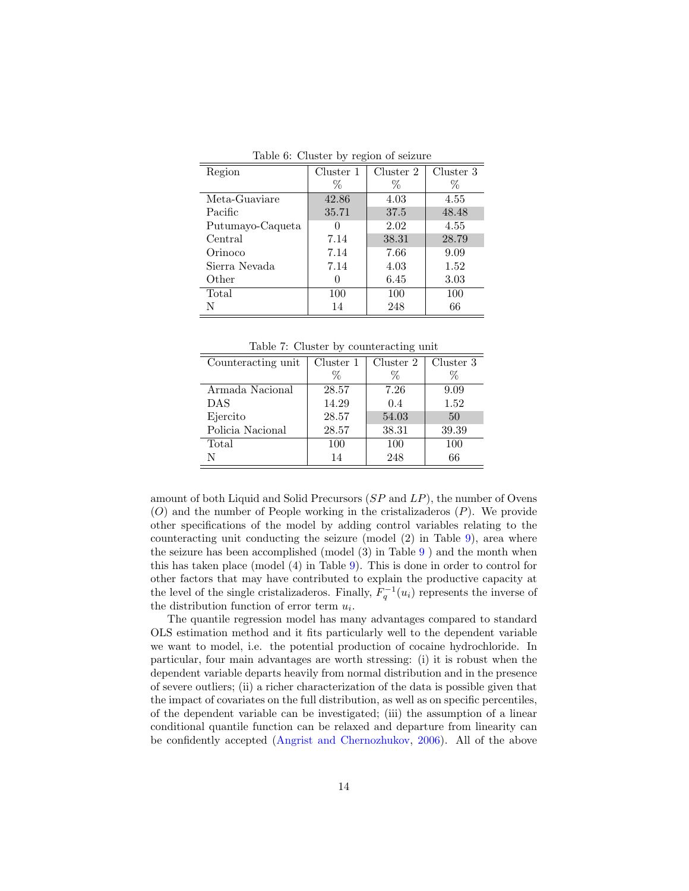Table 6: Cluster by region of seizure

| Region | Cluster 1 % | Cluster 2 % | Cluster 3 % |
|---|---|---|---|
| Meta-Guaviare | 42.86 | 4.03 | 4.55 |
| Pacific | 35.71 | 37.5 | 48.48 |
| Putumayo-Caqueta | 0 | 2.02 | 4.55 |
| Central | 7.14 | 38.31 | 28.79 |
| Orinoco | 7.14 | 7.66 | 9.09 |
| Sierra Nevada | 7.14 | 4.03 | 1.52 |
| Other | 0 | 6.45 | 3.03 |
| Total | 100 | 100 | 100 |
| N | 14 | 248 | 66 |

Table 7: Cluster by counteracting unit

| Counteracting unit | Cluster 1 % | Cluster 2 % | Cluster 3 % |
|---|---|---|---|
| Armada Nacional | 28.57 | 7.26 | 9.09 |
| DAS | 14.29 | 0.4 | 1.52 |
| Ejercito | 28.57 | 54.03 | 50 |
| Policia Nacional | 28.57 | 38.31 | 39.39 |
| Total | 100 | 100 | 100 |
| N | 14 | 248 | 66 |

amount of both Liquid and Solid Precursors ($SP$ and $LP$), the number of Ovens ($O$) and the number of People working in the cristalizaderos ($P$). We provide other specifications of the model by adding control variables relating to the counteracting unit conducting the seizure (model (2) in Table 9), area where the seizure has been accomplished (model (3) in Table 9 ) and the month when this has taken place (model (4) in Table 9). This is done in order to control for other factors that may have contributed to explain the productive capacity at the level of the single cristalizaderos. Finally, $F_q^{-1}(u_i)$ represents the inverse of the distribution function of error term $u_i$.

The quantile regression model has many advantages compared to standard OLS estimation method and it fits particularly well to the dependent variable we want to model, i.e. the potential production of cocaine hydrochloride. In particular, four main advantages are worth stressing: (i) it is robust when the dependent variable departs heavily from normal distribution and in the presence of severe outliers; (ii) a richer characterization of the data is possible given that the impact of covariates on the full distribution, as well as on specific percentiles, of the dependent variable can be investigated; (iii) the assumption of a linear conditional quantile function can be relaxed and departure from linearity can be confidently accepted (Angrist and Chernozhukov, 2006). All of the above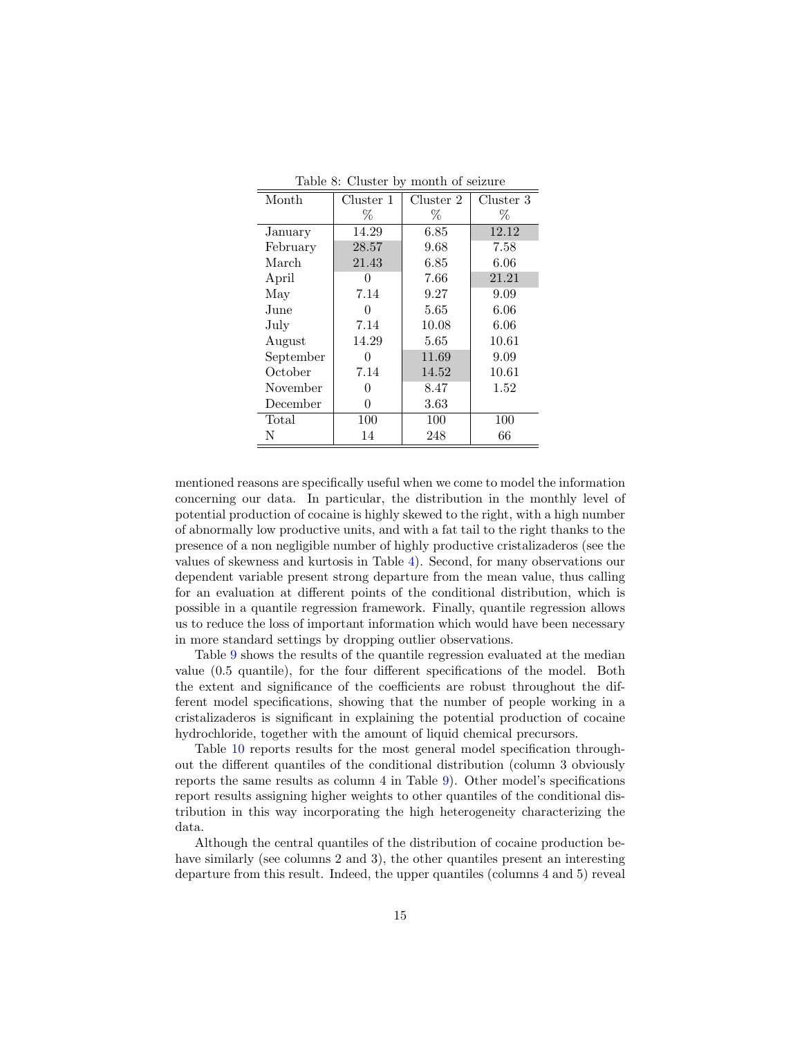Table 8: Cluster by month of seizure

| Month | Cluster 1 % | Cluster 2 % | Cluster 3 % |
|---|---|---|---|
| January | 14.29 | 6.85 | 12.12 |
| February | 28.57 | 9.68 | 7.58 |
| March | 21.43 | 6.85 | 6.06 |
| April | 0 | 7.66 | 21.21 |
| May | 7.14 | 9.27 | 9.09 |
| June | 0 | 5.65 | 6.06 |
| July | 7.14 | 10.08 | 6.06 |
| August | 14.29 | 5.65 | 10.61 |
| September | 0 | 11.69 | 9.09 |
| October | 7.14 | 14.52 | 10.61 |
| November | 0 | 8.47 | 1.52 |
| December | 0 | 3.63 | |
| Total | 100 | 100 | 100 |
| N | 14 | 248 | 66 |

mentioned reasons are specifically useful when we come to model the information concerning our data. In particular, the distribution in the monthly level of potential production of cocaine is highly skewed to the right, with a high number of abnormally low productive units, and with a fat tail to the right thanks to the presence of a non negligible number of highly productive cristalizaderos (see the values of skewness and kurtosis in Table 4). Second, for many observations our dependent variable present strong departure from the mean value, thus calling for an evaluation at different points of the conditional distribution, which is possible in a quantile regression framework. Finally, quantile regression allows us to reduce the loss of important information which would have been necessary in more standard settings by dropping outlier observations.

Table 9 shows the results of the quantile regression evaluated at the median value (0.5 quantile), for the four different specifications of the model. Both the extent and significance of the coefficients are robust throughout the different model specifications, showing that the number of people working in a cristalizaderos is significant in explaining the potential production of cocaine hydrochloride, together with the amount of liquid chemical precursors.

Table 10 reports results for the most general model specification throughout the different quantiles of the conditional distribution (column 3 obviously reports the same results as column 4 in Table 9). Other model's specifications report results assigning higher weights to other quantiles of the conditional distribution in this way incorporating the high heterogeneity characterizing the data.

Although the central quantiles of the distribution of cocaine production behave similarly (see columns 2 and 3), the other quantiles present an interesting departure from this result. Indeed, the upper quantiles (columns 4 and 5) reveal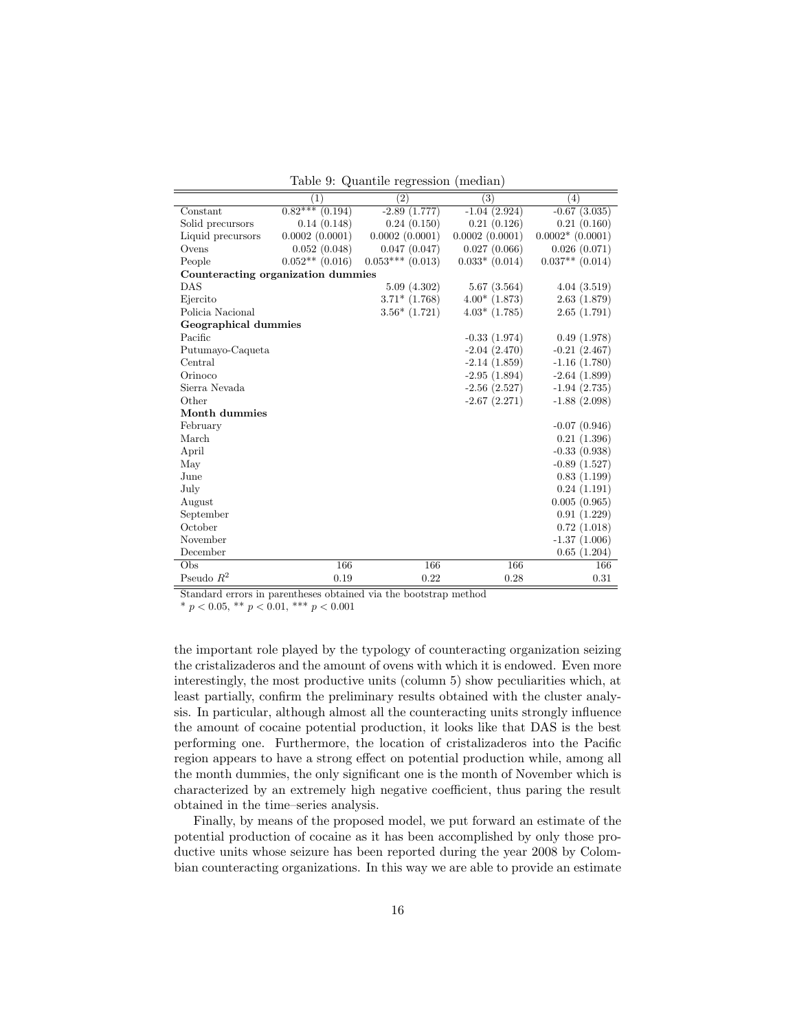Table 9: Quantile regression (median)

| | (1) | (2) | (3) | (4) |
|---|---|---|---|---|
| Constant | 0.82*** (0.194) | -2.89 (1.777) | -1.04 (2.924) | -0.67 (3.035) |
| Solid precursors | 0.14 (0.148) | 0.24 (0.150) | 0.21 (0.126) | 0.21 (0.160) |
| Liquid precursors | 0.0002 (0.0001) | 0.0002 (0.0001) | 0.0002 (0.0001) | 0.0002* (0.0001) |
| Ovens | 0.052 (0.048) | 0.047 (0.047) | 0.027 (0.066) | 0.026 (0.071) |
| People | 0.052** (0.016) | 0.053*** (0.013) | 0.033* (0.014) | 0.037** (0.014) |
| **Counteracting organization dummies** | | | | |
| DAS | | 5.09 (4.302) | 5.67 (3.564) | 4.04 (3.519) |
| Ejercito | | 3.71* (1.768) | 4.00* (1.873) | 2.63 (1.879) |
| Policia Nacional | | 3.56* (1.721) | 4.03* (1.785) | 2.65 (1.791) |
| **Geographical dummies** | | | | |
| Pacific | | | -0.33 (1.974) | 0.49 (1.978) |
| Putumayo-Caqueta | | | -2.04 (2.470) | -0.21 (2.467) |
| Central | | | -2.14 (1.859) | -1.16 (1.780) |
| Orinoco | | | -2.95 (1.894) | -2.64 (1.899) |
| Sierra Nevada | | | -2.56 (2.527) | -1.94 (2.735) |
| Other | | | -2.67 (2.271) | -1.88 (2.098) |
| **Month dummies** | | | | |
| February | | | | -0.07 (0.946) |
| March | | | | 0.21 (1.396) |
| April | | | | -0.33 (0.938) |
| May | | | | -0.89 (1.527) |
| June | | | | 0.83 (1.199) |
| July | | | | 0.24 (1.191) |
| August | | | | 0.005 (0.965) |
| September | | | | 0.91 (1.229) |
| October | | | | 0.72 (1.018) |
| November | | | | -1.37 (1.006) |
| December | | | | 0.65 (1.204) |
| Obs | 166 | 166 | 166 | 166 |
| Pseudo $R^2$ | 0.19 | 0.22 | 0.28 | 0.31 |

Standard errors in parentheses obtained via the bootstrap method

* $p < 0.05$, ** $p < 0.01$, *** $p < 0.001$

the important role played by the typology of counteracting organization seizing the cristalizaderos and the amount of ovens with which it is endowed. Even more interestingly, the most productive units (column 5) show peculiarities which, at least partially, confirm the preliminary results obtained with the cluster analysis. In particular, although almost all the counteracting units strongly influence the amount of cocaine potential production, it looks like that DAS is the best performing one. Furthermore, the location of cristalizaderos into the Pacific region appears to have a strong effect on potential production while, among all the month dummies, the only significant one is the month of November which is characterized by an extremely high negative coefficient, thus paring the result obtained in the time–series analysis.

Finally, by means of the proposed model, we put forward an estimate of the potential production of cocaine as it has been accomplished by only those productive units whose seizure has been reported during the year 2008 by Colombian counteracting organizations. In this way we are able to provide an estimate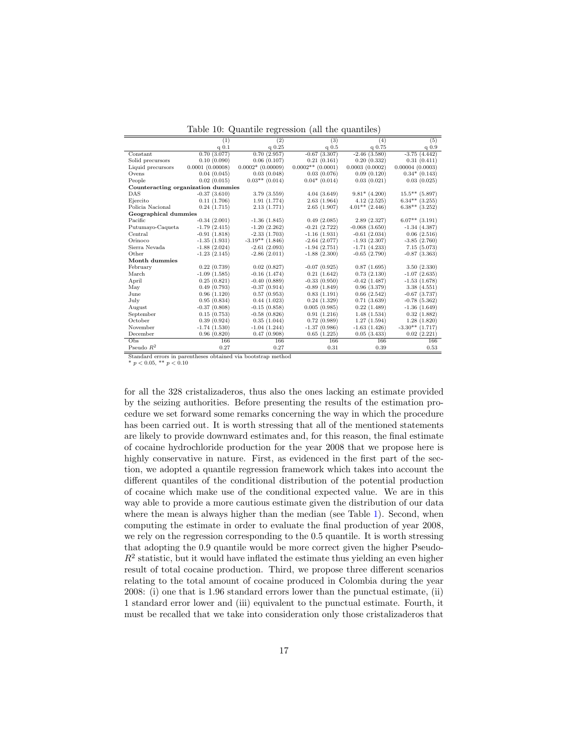Table 10: Quantile regression (all the quantiles)

| | (1) | (2) | (3) | (4) | (5) |
|---|---|---|---|---|---|
| | q 0.1 | q 0.25 | q 0.5 | q 0.75 | q 0.9 |
| Constant | 0.70 (3.077) | 0.70 (2.957) | -0.67 (3.307) | -2.46 (3.580) | -3.75 (4.442) |
| Solid precursors | 0.10 (0.090) | 0.06 (0.107) | 0.21 (0.161) | 0.20 (0.332) | 0.31 (0.411) |
| Liquid precursors | 0.0001 (0.00008) | 0.0002* (0.00009) | 0.0002** (0.0001) | 0.0003 (0.0002) | 0.00004 (0.0003) |
| Ovens | 0.04 (0.045) | 0.03 (0.048) | 0.03 (0.076) | 0.09 (0.120) | 0.34* (0.143) |
| People | 0.02 (0.015) | 0.03** (0.014) | 0.04* (0.014) | 0.03 (0.021) | 0.03 (0.025) |
| **Counteracting organization dummies** | | | | | |
| DAS | -0.37 (3.610) | 3.79 (3.559) | 4.04 (3.649) | 9.81* (4.200) | 15.5** (5.897) |
| Ejercito | 0.11 (1.706) | 1.91 (1.774) | 2.63 (1.964) | 4.12 (2.525) | 6.34** (3.255) |
| Policia Nacional | 0.24 (1.715) | 2.13 (1.771) | 2.65 (1.907) | 4.01** (2.446) | 6.38** (3.252) |
| **Geographical dummies** | | | | | |
| Pacific | -0.34 (2.001) | -1.36 (1.845) | 0.49 (2.085) | 2.89 (2.327) | 6.07** (3.191) |
| Putumayo-Caqueta | -1.79 (2.415) | -1.20 (2.262) | -0.21 (2.722) | -0.068 (3.650) | -1.34 (4.387) |
| Central | -0.91 (1.818) | -2.33 (1.703) | -1.16 (1.931) | -0.61 (2.034) | 0.06 (2.516) |
| Orinoco | -1.35 (1.931) | -3.19** (1.846) | -2.64 (2.077) | -1.93 (2.307) | -3.85 (2.760) |
| Sierra Nevada | -1.88 (2.024) | -2.61 (2.093) | -1.94 (2.751) | -1.71 (4.233) | 7.15 (5.073) |
| Other | -1.23 (2.145) | -2.86 (2.011) | -1.88 (2.300) | -0.65 (2.790) | -0.87 (3.363) |
| **Month dummies** | | | | | |
| February | 0.22 (0.739) | 0.02 (0.827) | -0.07 (0.925) | 0.87 (1.695) | 3.50 (2.330) |
| March | -1.09 (1.585) | -0.16 (1.474) | 0.21 (1.642) | 0.73 (2.130) | -1.07 (2.635) |
| April | 0.25 (0.821) | -0.40 (0.889) | -0.33 (0.950) | -0.42 (1.487) | -1.53 (1.678) |
| May | 0.49 (0.793) | -0.37 (0.914) | -0.89 (1.849) | 0.96 (3.379) | 3.38 (4.551) |
| June | 0.96 (1.120) | 0.57 (0.953) | 0.83 (1.191) | 0.66 (2.542) | -0.67 (3.737) |
| July | 0.95 (0.834) | 0.44 (1.023) | 0.24 (1.329) | 0.71 (3.639) | -0.78 (5.362) |
| August | -0.37 (0.808) | -0.15 (0.858) | 0.005 (0.985) | 0.22 (1.489) | -1.36 (1.649) |
| September | 0.15 (0.753) | -0.58 (0.826) | 0.91 (1.216) | 1.48 (1.534) | 0.32 (1.882) |
| October | 0.39 (0.924) | 0.35 (1.044) | 0.72 (0.989) | 1.27 (1.594) | 1.28 (1.820) |
| November | -1.74 (1.530) | -1.04 (1.244) | -1.37 (0.986) | -1.63 (1.426) | -3.30** (1.717) |
| December | 0.96 (0.820) | 0.47 (0.908) | 0.65 (1.225) | 0.05 (3.433) | 0.02 (2.221) |
| Obs | 166 | 166 | 166 | 166 | 166 |
| Pseudo $R^2$ | 0.27 | 0.27 | 0.31 | 0.39 | 0.53 |

Standard errors in parentheses obtained via bootstrap method
\* $p < 0.05$, \*\* $p < 0.10$

for all the 328 cristalizaderos, thus also the ones lacking an estimate provided by the seizing authorities. Before presenting the results of the estimation procedure we set forward some remarks concerning the way in which the procedure has been carried out. It is worth stressing that all of the mentioned statements are likely to provide downward estimates and, for this reason, the final estimate of cocaine hydrochloride production for the year 2008 that we propose here is highly conservative in nature. First, as evidenced in the first part of the section, we adopted a quantile regression framework which takes into account the different quantiles of the conditional distribution of the potential production of cocaine which make use of the conditional expected value. We are in this way able to provide a more cautious estimate given the distribution of our data where the mean is always higher than the median (see Table 1). Second, when computing the estimate in order to evaluate the final production of year 2008, we rely on the regression corresponding to the 0.5 quantile. It is worth stressing that adopting the 0.9 quantile would be more correct given the higher Pseudo-$R^2$ statistic, but it would have inflated the estimate thus yielding an even higher result of total cocaine production. Third, we propose three different scenarios relating to the total amount of cocaine produced in Colombia during the year 2008: (i) one that is 1.96 standard errors lower than the punctual estimate, (ii) 1 standard error lower and (iii) equivalent to the punctual estimate. Fourth, it must be recalled that we take into consideration only those cristalizaderos that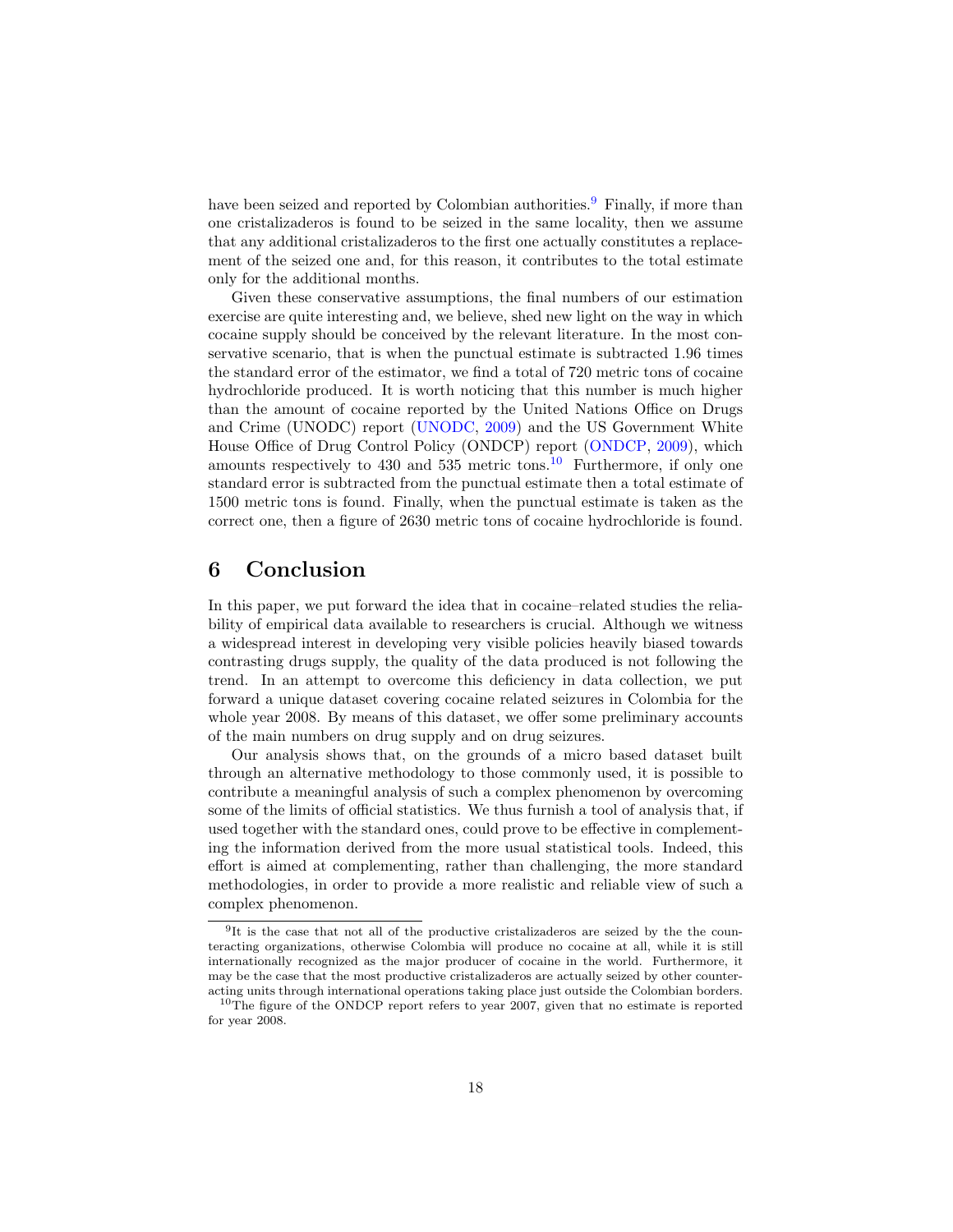have been seized and reported by Colombian authorities.[9] Finally, if more than one cristalizaderos is found to be seized in the same locality, then we assume that any additional cristalizaderos to the first one actually constitutes a replacement of the seized one and, for this reason, it contributes to the total estimate only for the additional months.

Given these conservative assumptions, the final numbers of our estimation exercise are quite interesting and, we believe, shed new light on the way in which cocaine supply should be conceived by the relevant literature. In the most conservative scenario, that is when the punctual estimate is subtracted 1.96 times the standard error of the estimator, we find a total of 720 metric tons of cocaine hydrochloride produced. It is worth noticing that this number is much higher than the amount of cocaine reported by the United Nations Office on Drugs and Crime (UNODC) report (UNODC, 2009) and the US Government White House Office of Drug Control Policy (ONDCP) report (ONDCP, 2009), which amounts respectively to 430 and 535 metric tons.[10] Furthermore, if only one standard error is subtracted from the punctual estimate then a total estimate of 1500 metric tons is found. Finally, when the punctual estimate is taken as the correct one, then a figure of 2630 metric tons of cocaine hydrochloride is found.

# 6 Conclusion

In this paper, we put forward the idea that in cocaine–related studies the reliability of empirical data available to researchers is crucial. Although we witness a widespread interest in developing very visible policies heavily biased towards contrasting drugs supply, the quality of the data produced is not following the trend. In an attempt to overcome this deficiency in data collection, we put forward a unique dataset covering cocaine related seizures in Colombia for the whole year 2008. By means of this dataset, we offer some preliminary accounts of the main numbers on drug supply and on drug seizures.

Our analysis shows that, on the grounds of a micro based dataset built through an alternative methodology to those commonly used, it is possible to contribute a meaningful analysis of such a complex phenomenon by overcoming some of the limits of official statistics. We thus furnish a tool of analysis that, if used together with the standard ones, could prove to be effective in complementing the information derived from the more usual statistical tools. Indeed, this effort is aimed at complementing, rather than challenging, the more standard methodologies, in order to provide a more realistic and reliable view of such a complex phenomenon.

[9] It is the case that not all of the productive cristalizaderos are seized by the the counteracting organizations, otherwise Colombia will produce no cocaine at all, while it is still internationally recognized as the major producer of cocaine in the world. Furthermore, it may be the case that the most productive cristalizaderos are actually seized by other counteracting units through international operations taking place just outside the Colombian borders.

[10] The figure of the ONDCP report refers to year 2007, given that no estimate is reported for year 2008.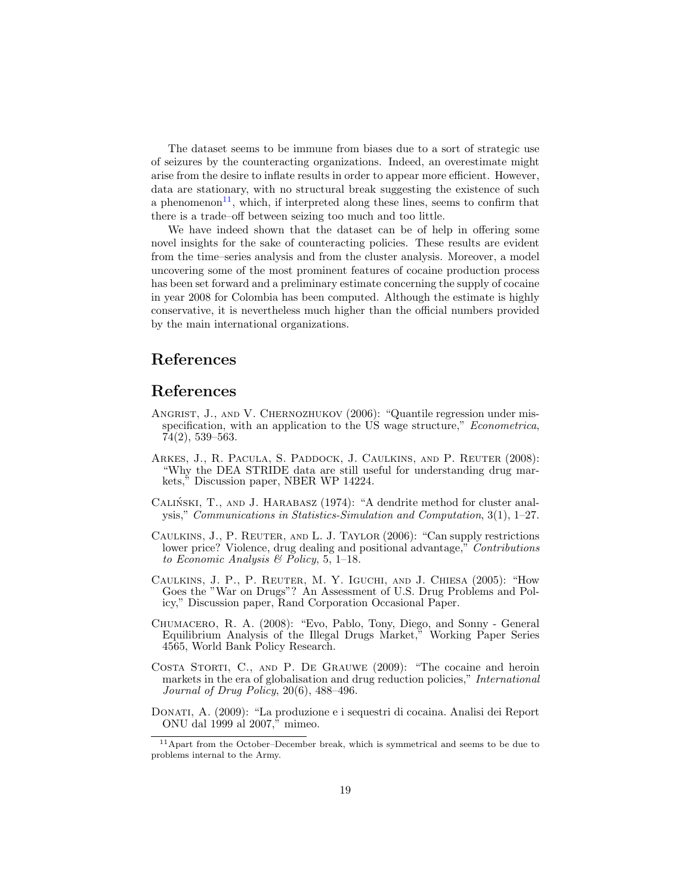The dataset seems to be immune from biases due to a sort of strategic use of seizures by the counteracting organizations. Indeed, an overestimate might arise from the desire to inflate results in order to appear more efficient. However, data are stationary, with no structural break suggesting the existence of such a phenomenon[11], which, if interpreted along these lines, seems to confirm that there is a trade–off between seizing too much and too little.

We have indeed shown that the dataset can be of help in offering some novel insights for the sake of counteracting policies. These results are evident from the time–series analysis and from the cluster analysis. Moreover, a model uncovering some of the most prominent features of cocaine production process has been set forward and a preliminary estimate concerning the supply of cocaine in year 2008 for Colombia has been computed. Although the estimate is highly conservative, it is nevertheless much higher than the official numbers provided by the main international organizations.

# References

# References

Angrist, J., and V. Chernozhukov (2006): "Quantile regression under misspecification, with an application to the US wage structure," *Econometrica*, 74(2), 539–563.

Arkes, J., R. Pacula, S. Paddock, J. Caulkins, and P. Reuter (2008): "Why the DEA STRIDE data are still useful for understanding drug markets," Discussion paper, NBER WP 14224.

Caliński, T., and J. Harabasz (1974): "A dendrite method for cluster analysis," *Communications in Statistics-Simulation and Computation*, 3(1), 1–27.

Caulkins, J., P. Reuter, and L. J. Taylor (2006): "Can supply restrictions lower price? Violence, drug dealing and positional advantage," *Contributions to Economic Analysis & Policy*, 5, 1–18.

Caulkins, J. P., P. Reuter, M. Y. Iguchi, and J. Chiesa (2005): "How Goes the "War on Drugs"? An Assessment of U.S. Drug Problems and Policy," Discussion paper, Rand Corporation Occasional Paper.

Chumacero, R. A. (2008): "Evo, Pablo, Tony, Diego, and Sonny - General Equilibrium Analysis of the Illegal Drugs Market," Working Paper Series 4565, World Bank Policy Research.

Costa Storti, C., and P. De Grauwe (2009): "The cocaine and heroin markets in the era of globalisation and drug reduction policies," *International Journal of Drug Policy*, 20(6), 488–496.

Donati, A. (2009): "La produzione e i sequestri di cocaina. Analisi dei Report ONU dal 1999 al 2007," mimeo.

[11] Apart from the October–December break, which is symmetrical and seems to be due to problems internal to the Army.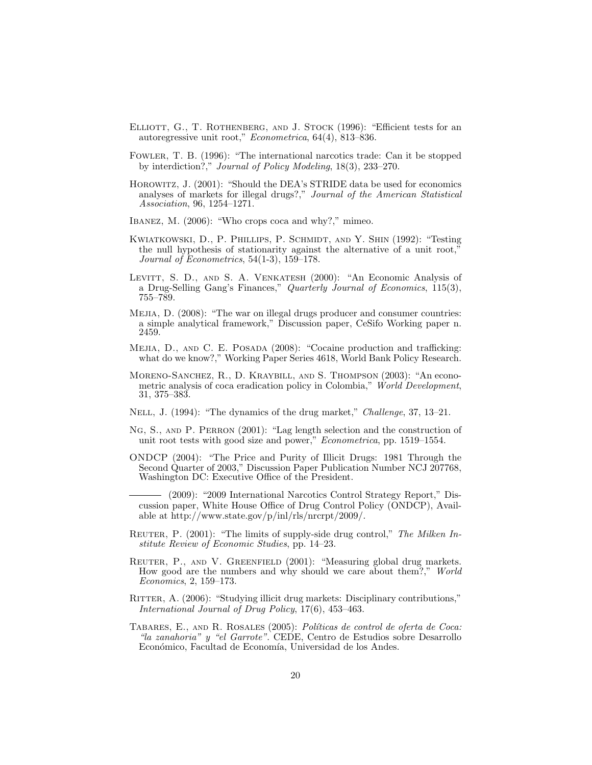Elliott, G., T. Rothenberg, and J. Stock (1996): "Efficient tests for an autoregressive unit root," *Econometrica*, 64(4), 813–836.

Fowler, T. B. (1996): "The international narcotics trade: Can it be stopped by interdiction?," *Journal of Policy Modeling*, 18(3), 233–270.

Horowitz, J. (2001): "Should the DEA's STRIDE data be used for economics analyses of markets for illegal drugs?," *Journal of the American Statistical Association*, 96, 1254–1271.

Ibanez, M. (2006): "Who crops coca and why?," mimeo.

Kwiatkowski, D., P. Phillips, P. Schmidt, and Y. Shin (1992): "Testing the null hypothesis of stationarity against the alternative of a unit root," *Journal of Econometrics*, 54(1-3), 159–178.

Levitt, S. D., and S. A. Venkatesh (2000): "An Economic Analysis of a Drug-Selling Gang's Finances," *Quarterly Journal of Economics*, 115(3), 755–789.

Mejia, D. (2008): "The war on illegal drugs producer and consumer countries: a simple analytical framework," Discussion paper, CeSifo Working paper n. 2459.

Mejia, D., and C. E. Posada (2008): "Cocaine production and trafficking: what do we know?," Working Paper Series 4618, World Bank Policy Research.

Moreno-Sanchez, R., D. Kraybill, and S. Thompson (2003): "An econometric analysis of coca eradication policy in Colombia," *World Development*, 31, 375–383.

Nell, J. (1994): "The dynamics of the drug market," *Challenge*, 37, 13–21.

Ng, S., and P. Perron (2001): "Lag length selection and the construction of unit root tests with good size and power," *Econometrica*, pp. 1519–1554.

ONDCP (2004): "The Price and Purity of Illicit Drugs: 1981 Through the Second Quarter of 2003," Discussion Paper Publication Number NCJ 207768, Washington DC: Executive Office of the President.

——— (2009): "2009 International Narcotics Control Strategy Report," Discussion paper, White House Office of Drug Control Policy (ONDCP), Available at http://www.state.gov/p/inl/rls/nrcrpt/2009/.

Reuter, P. (2001): "The limits of supply-side drug control," *The Milken Institute Review of Economic Studies*, pp. 14–23.

Reuter, P., and V. Greenfield (2001): "Measuring global drug markets. How good are the numbers and why should we care about them?," *World Economics*, 2, 159–173.

Ritter, A. (2006): "Studying illicit drug markets: Disciplinary contributions," *International Journal of Drug Policy*, 17(6), 453–463.

Tabares, E., and R. Rosales (2005): *Políticas de control de oferta de Coca: "la zanahoria" y "el Garrote"*. CEDE, Centro de Estudios sobre Desarrollo Económico, Facultad de Economía, Universidad de los Andes.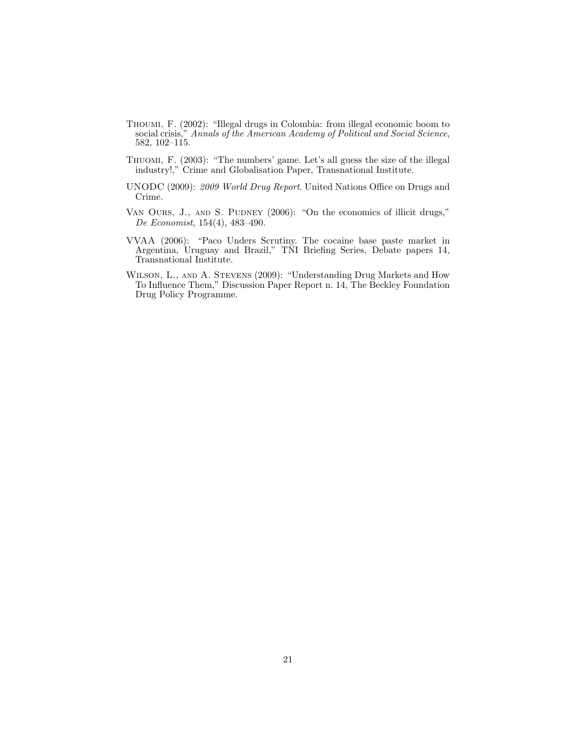Thoumi, F. (2002): "Illegal drugs in Colombia: from illegal economic boom to social crisis," *Annals of the American Academy of Political and Social Science*, 582, 102–115.

Thuomi, F. (2003): "The numbers' game. Let's all guess the size of the illegal industry!," Crime and Globalisation Paper, Transnational Institute.

UNODC (2009): *2009 World Drug Report*. United Nations Office on Drugs and Crime.

Van Ours, J., and S. Pudney (2006): "On the economics of illicit drugs," *De Economist*, 154(4), 483–490.

VVAA (2006): "Paco Unders Scrutiny. The cocaine base paste market in Argentina, Uruguay and Brazil," TNI Briefing Series, Debate papers 14, Transnational Institute.

Wilson, L., and A. Stevens (2009): "Understanding Drug Markets and How To Influence Them," Discussion Paper Report n. 14, The Beckley Foundation Drug Policy Programme.